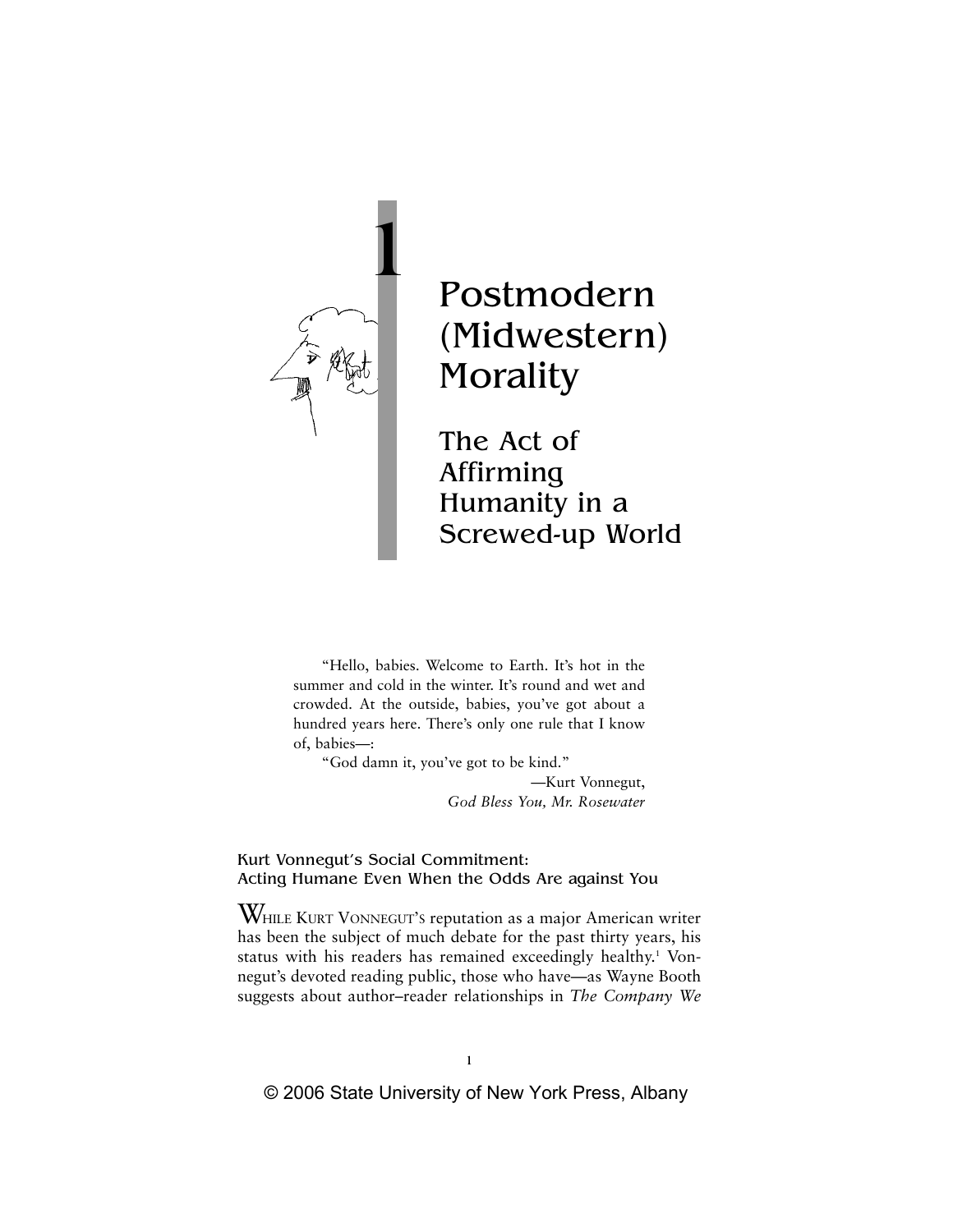# 1 Postmodern (Midwestern) Morality

## The Act of Affirming Humanity in a Screwed-up World

> "Hello, babies. Welcome to Earth. It's hot in the summer and cold in the winter. It's round and wet and crowded. At the outside, babies, you've got about a hundred years here. There's only one rule that I know of, babies—:
>
> "God damn it, you've got to be kind."
>
> —Kurt Vonnegut, *God Bless You, Mr. Rosewater*

### Kurt Vonnegut's Social Commitment: Acting Humane Even When the Odds Are against You

WHILE KURT VONNEGUT'S reputation as a major American writer has been the subject of much debate for the past thirty years, his status with his readers has remained exceedingly healthy.[1] Vonnegut's devoted reading public, those who have—as Wayne Booth suggests about author–reader relationships in *The Company We*

© 2006 State University of New York Press, Albany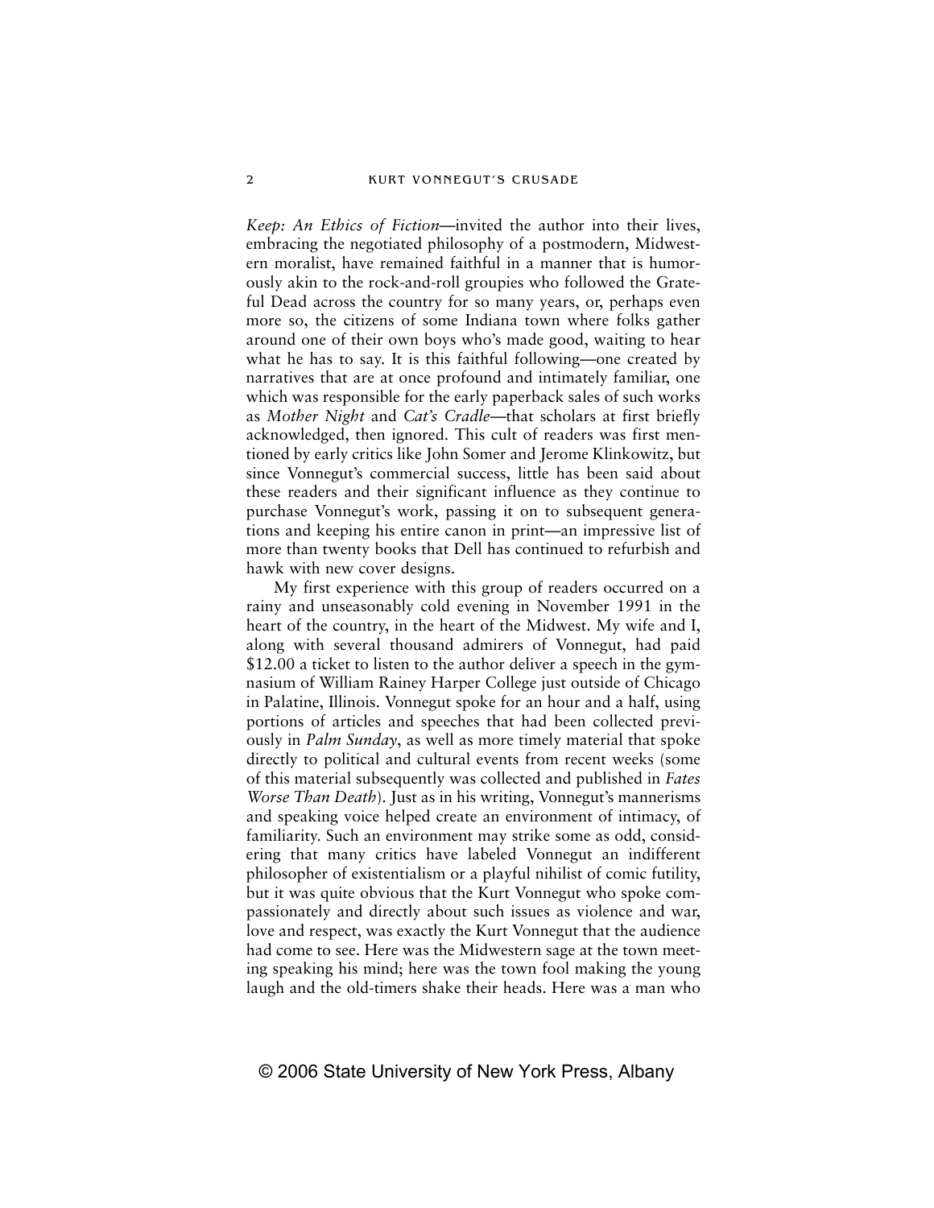*Keep: An Ethics of Fiction*—invited the author into their lives, embracing the negotiated philosophy of a postmodern, Midwestern moralist, have remained faithful in a manner that is humorously akin to the rock-and-roll groupies who followed the Grateful Dead across the country for so many years, or, perhaps even more so, the citizens of some Indiana town where folks gather around one of their own boys who's made good, waiting to hear what he has to say. It is this faithful following—one created by narratives that are at once profound and intimately familiar, one which was responsible for the early paperback sales of such works as *Mother Night* and *Cat's Cradle*—that scholars at first briefly acknowledged, then ignored. This cult of readers was first mentioned by early critics like John Somer and Jerome Klinkowitz, but since Vonnegut's commercial success, little has been said about these readers and their significant influence as they continue to purchase Vonnegut's work, passing it on to subsequent generations and keeping his entire canon in print—an impressive list of more than twenty books that Dell has continued to refurbish and hawk with new cover designs.

My first experience with this group of readers occurred on a rainy and unseasonably cold evening in November 1991 in the heart of the country, in the heart of the Midwest. My wife and I, along with several thousand admirers of Vonnegut, had paid $12.00 a ticket to listen to the author deliver a speech in the gymnasium of William Rainey Harper College just outside of Chicago in Palatine, Illinois. Vonnegut spoke for an hour and a half, using portions of articles and speeches that had been collected previously in *Palm Sunday*, as well as more timely material that spoke directly to political and cultural events from recent weeks (some of this material subsequently was collected and published in *Fates Worse Than Death*). Just as in his writing, Vonnegut's mannerisms and speaking voice helped create an environment of intimacy, of familiarity. Such an environment may strike some as odd, considering that many critics have labeled Vonnegut an indifferent philosopher of existentialism or a playful nihilist of comic futility, but it was quite obvious that the Kurt Vonnegut who spoke compassionately and directly about such issues as violence and war, love and respect, was exactly the Kurt Vonnegut that the audience had come to see. Here was the Midwestern sage at the town meeting speaking his mind; here was the town fool making the young laugh and the old-timers shake their heads. Here was a man who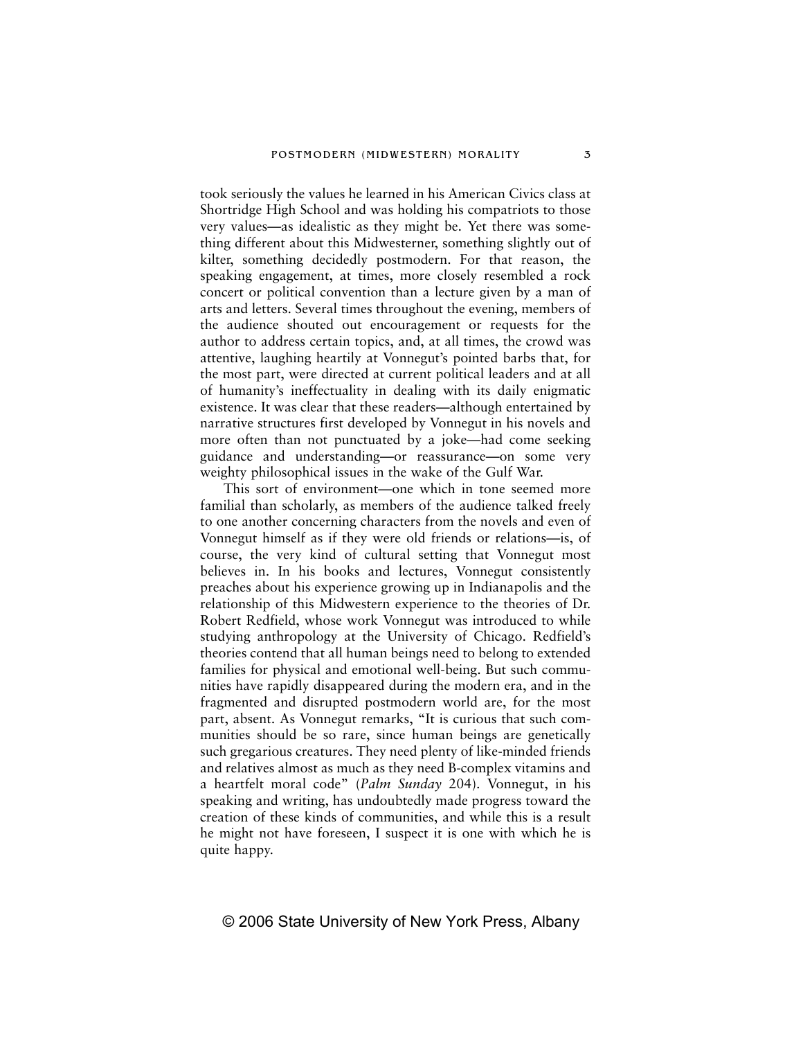took seriously the values he learned in his American Civics class at Shortridge High School and was holding his compatriots to those very values—as idealistic as they might be. Yet there was something different about this Midwesterner, something slightly out of kilter, something decidedly postmodern. For that reason, the speaking engagement, at times, more closely resembled a rock concert or political convention than a lecture given by a man of arts and letters. Several times throughout the evening, members of the audience shouted out encouragement or requests for the author to address certain topics, and, at all times, the crowd was attentive, laughing heartily at Vonnegut's pointed barbs that, for the most part, were directed at current political leaders and at all of humanity's ineffectuality in dealing with its daily enigmatic existence. It was clear that these readers—although entertained by narrative structures first developed by Vonnegut in his novels and more often than not punctuated by a joke—had come seeking guidance and understanding—or reassurance—on some very weighty philosophical issues in the wake of the Gulf War.

This sort of environment—one which in tone seemed more familial than scholarly, as members of the audience talked freely to one another concerning characters from the novels and even of Vonnegut himself as if they were old friends or relations—is, of course, the very kind of cultural setting that Vonnegut most believes in. In his books and lectures, Vonnegut consistently preaches about his experience growing up in Indianapolis and the relationship of this Midwestern experience to the theories of Dr. Robert Redfield, whose work Vonnegut was introduced to while studying anthropology at the University of Chicago. Redfield's theories contend that all human beings need to belong to extended families for physical and emotional well-being. But such communities have rapidly disappeared during the modern era, and in the fragmented and disrupted postmodern world are, for the most part, absent. As Vonnegut remarks, "It is curious that such communities should be so rare, since human beings are genetically such gregarious creatures. They need plenty of like-minded friends and relatives almost as much as they need B-complex vitamins and a heartfelt moral code" (*Palm Sunday* 204). Vonnegut, in his speaking and writing, has undoubtedly made progress toward the creation of these kinds of communities, and while this is a result he might not have foreseen, I suspect it is one with which he is quite happy.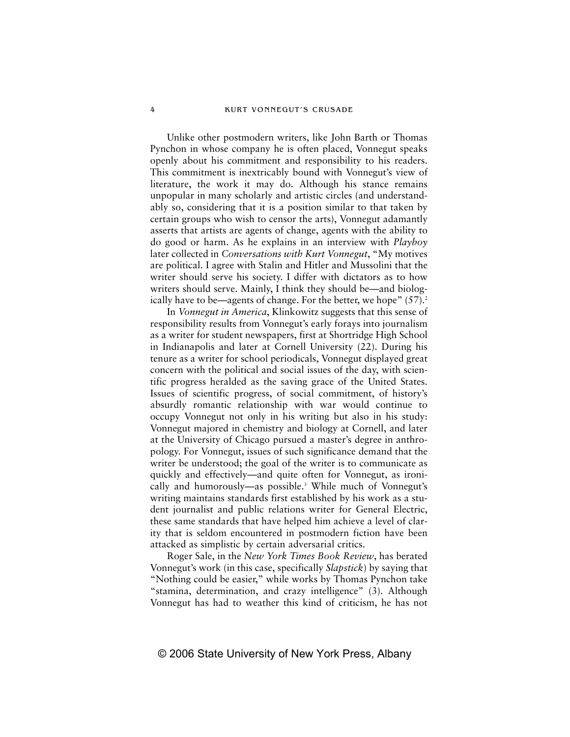Unlike other postmodern writers, like John Barth or Thomas Pynchon in whose company he is often placed, Vonnegut speaks openly about his commitment and responsibility to his readers. This commitment is inextricably bound with Vonnegut's view of literature, the work it may do. Although his stance remains unpopular in many scholarly and artistic circles (and understandably so, considering that it is a position similar to that taken by certain groups who wish to censor the arts), Vonnegut adamantly asserts that artists are agents of change, agents with the ability to do good or harm. As he explains in an interview with *Playboy* later collected in *Conversations with Kurt Vonnegut*, "My motives are political. I agree with Stalin and Hitler and Mussolini that the writer should serve his society. I differ with dictators as to how writers should serve. Mainly, I think they should be—and biologically have to be—agents of change. For the better, we hope" (57).[2]

In *Vonnegut in America*, Klinkowitz suggests that this sense of responsibility results from Vonnegut's early forays into journalism as a writer for student newspapers, first at Shortridge High School in Indianapolis and later at Cornell University (22). During his tenure as a writer for school periodicals, Vonnegut displayed great concern with the political and social issues of the day, with scientific progress heralded as the saving grace of the United States. Issues of scientific progress, of social commitment, of history's absurdly romantic relationship with war would continue to occupy Vonnegut not only in his writing but also in his study: Vonnegut majored in chemistry and biology at Cornell, and later at the University of Chicago pursued a master's degree in anthropology. For Vonnegut, issues of such significance demand that the writer be understood; the goal of the writer is to communicate as quickly and effectively—and quite often for Vonnegut, as ironically and humorously—as possible.[3] While much of Vonnegut's writing maintains standards first established by his work as a student journalist and public relations writer for General Electric, these same standards that have helped him achieve a level of clarity that is seldom encountered in postmodern fiction have been attacked as simplistic by certain adversarial critics.

Roger Sale, in the *New York Times Book Review*, has berated Vonnegut's work (in this case, specifically *Slapstick*) by saying that "Nothing could be easier," while works by Thomas Pynchon take "stamina, determination, and crazy intelligence" (3). Although Vonnegut has had to weather this kind of criticism, he has not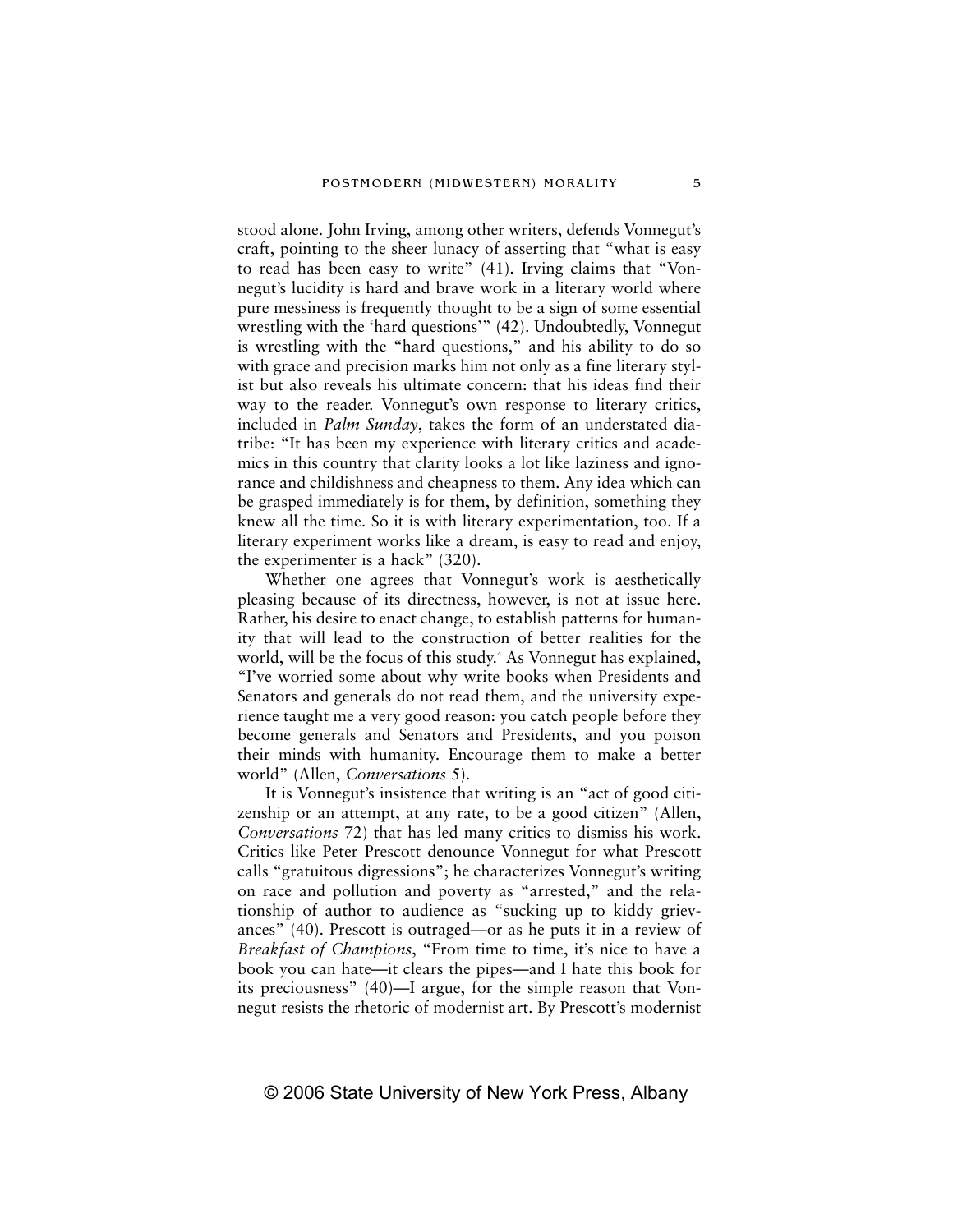stood alone. John Irving, among other writers, defends Vonnegut's craft, pointing to the sheer lunacy of asserting that "what is easy to read has been easy to write" (41). Irving claims that "Vonnegut's lucidity is hard and brave work in a literary world where pure messiness is frequently thought to be a sign of some essential wrestling with the 'hard questions'" (42). Undoubtedly, Vonnegut is wrestling with the "hard questions," and his ability to do so with grace and precision marks him not only as a fine literary stylist but also reveals his ultimate concern: that his ideas find their way to the reader. Vonnegut's own response to literary critics, included in *Palm Sunday*, takes the form of an understated diatribe: "It has been my experience with literary critics and academics in this country that clarity looks a lot like laziness and ignorance and childishness and cheapness to them. Any idea which can be grasped immediately is for them, by definition, something they knew all the time. So it is with literary experimentation, too. If a literary experiment works like a dream, is easy to read and enjoy, the experimenter is a hack" (320).

Whether one agrees that Vonnegut's work is aesthetically pleasing because of its directness, however, is not at issue here. Rather, his desire to enact change, to establish patterns for humanity that will lead to the construction of better realities for the world, will be the focus of this study.[4] As Vonnegut has explained, "I've worried some about why write books when Presidents and Senators and generals do not read them, and the university experience taught me a very good reason: you catch people before they become generals and Senators and Presidents, and you poison their minds with humanity. Encourage them to make a better world" (Allen, *Conversations* 5).

It is Vonnegut's insistence that writing is an "act of good citizenship or an attempt, at any rate, to be a good citizen" (Allen, *Conversations* 72) that has led many critics to dismiss his work. Critics like Peter Prescott denounce Vonnegut for what Prescott calls "gratuitous digressions"; he characterizes Vonnegut's writing on race and pollution and poverty as "arrested," and the relationship of author to audience as "sucking up to kiddy grievances" (40). Prescott is outraged—or as he puts it in a review of *Breakfast of Champions*, "From time to time, it's nice to have a book you can hate—it clears the pipes—and I hate this book for its preciousness" (40)—I argue, for the simple reason that Vonnegut resists the rhetoric of modernist art. By Prescott's modernist

© 2006 State University of New York Press, Albany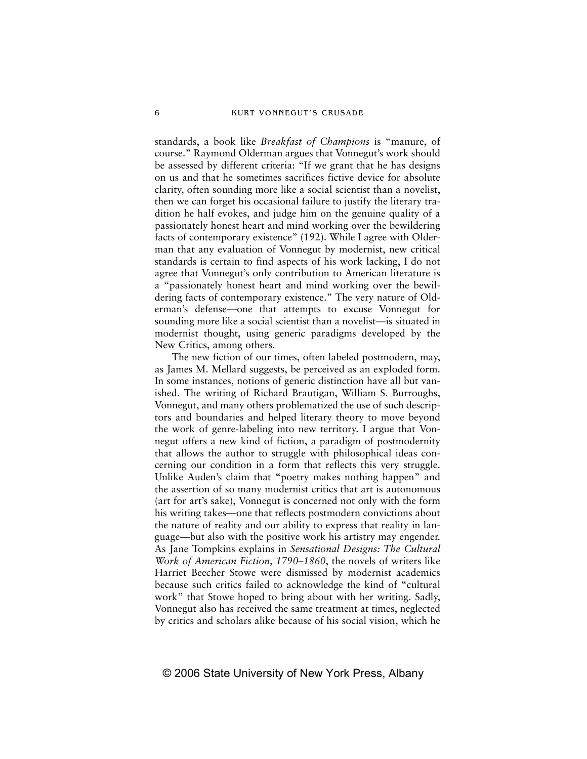standards, a book like *Breakfast of Champions* is "manure, of course." Raymond Olderman argues that Vonnegut's work should be assessed by different criteria: "If we grant that he has designs on us and that he sometimes sacrifices fictive device for absolute clarity, often sounding more like a social scientist than a novelist, then we can forget his occasional failure to justify the literary tradition he half evokes, and judge him on the genuine quality of a passionately honest heart and mind working over the bewildering facts of contemporary existence" (192). While I agree with Olderman that any evaluation of Vonnegut by modernist, new critical standards is certain to find aspects of his work lacking, I do not agree that Vonnegut's only contribution to American literature is a "passionately honest heart and mind working over the bewildering facts of contemporary existence." The very nature of Olderman's defense—one that attempts to excuse Vonnegut for sounding more like a social scientist than a novelist—is situated in modernist thought, using generic paradigms developed by the New Critics, among others.

The new fiction of our times, often labeled postmodern, may, as James M. Mellard suggests, be perceived as an exploded form. In some instances, notions of generic distinction have all but vanished. The writing of Richard Brautigan, William S. Burroughs, Vonnegut, and many others problematized the use of such descriptors and boundaries and helped literary theory to move beyond the work of genre-labeling into new territory. I argue that Vonnegut offers a new kind of fiction, a paradigm of postmodernity that allows the author to struggle with philosophical ideas concerning our condition in a form that reflects this very struggle. Unlike Auden's claim that "poetry makes nothing happen" and the assertion of so many modernist critics that art is autonomous (art for art's sake), Vonnegut is concerned not only with the form his writing takes—one that reflects postmodern convictions about the nature of reality and our ability to express that reality in language—but also with the positive work his artistry may engender. As Jane Tompkins explains in *Sensational Designs: The Cultural Work of American Fiction, 1790–1860*, the novels of writers like Harriet Beecher Stowe were dismissed by modernist academics because such critics failed to acknowledge the kind of "cultural work" that Stowe hoped to bring about with her writing. Sadly, Vonnegut also has received the same treatment at times, neglected by critics and scholars alike because of his social vision, which he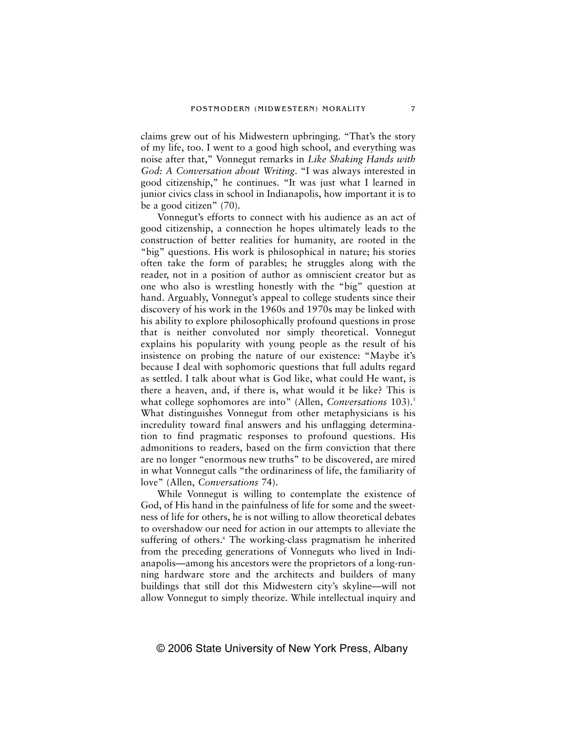claims grew out of his Midwestern upbringing. "That's the story of my life, too. I went to a good high school, and everything was noise after that," Vonnegut remarks in *Like Shaking Hands with God: A Conversation about Writing*. "I was always interested in good citizenship," he continues. "It was just what I learned in junior civics class in school in Indianapolis, how important it is to be a good citizen" (70).

Vonnegut's efforts to connect with his audience as an act of good citizenship, a connection he hopes ultimately leads to the construction of better realities for humanity, are rooted in the "big" questions. His work is philosophical in nature; his stories often take the form of parables; he struggles along with the reader, not in a position of author as omniscient creator but as one who also is wrestling honestly with the "big" question at hand. Arguably, Vonnegut's appeal to college students since their discovery of his work in the 1960s and 1970s may be linked with his ability to explore philosophically profound questions in prose that is neither convoluted nor simply theoretical. Vonnegut explains his popularity with young people as the result of his insistence on probing the nature of our existence: "Maybe it's because I deal with sophomoric questions that full adults regard as settled. I talk about what is God like, what could He want, is there a heaven, and, if there is, what would it be like? This is what college sophomores are into" (Allen, *Conversations* 103).[5] What distinguishes Vonnegut from other metaphysicians is his incredulity toward final answers and his unflagging determination to find pragmatic responses to profound questions. His admonitions to readers, based on the firm conviction that there are no longer "enormous new truths" to be discovered, are mired in what Vonnegut calls "the ordinariness of life, the familiarity of love" (Allen, *Conversations* 74).

While Vonnegut is willing to contemplate the existence of God, of His hand in the painfulness of life for some and the sweetness of life for others, he is not willing to allow theoretical debates to overshadow our need for action in our attempts to alleviate the suffering of others.[6] The working-class pragmatism he inherited from the preceding generations of Vonneguts who lived in Indianapolis—among his ancestors were the proprietors of a long-running hardware store and the architects and builders of many buildings that still dot this Midwestern city's skyline—will not allow Vonnegut to simply theorize. While intellectual inquiry and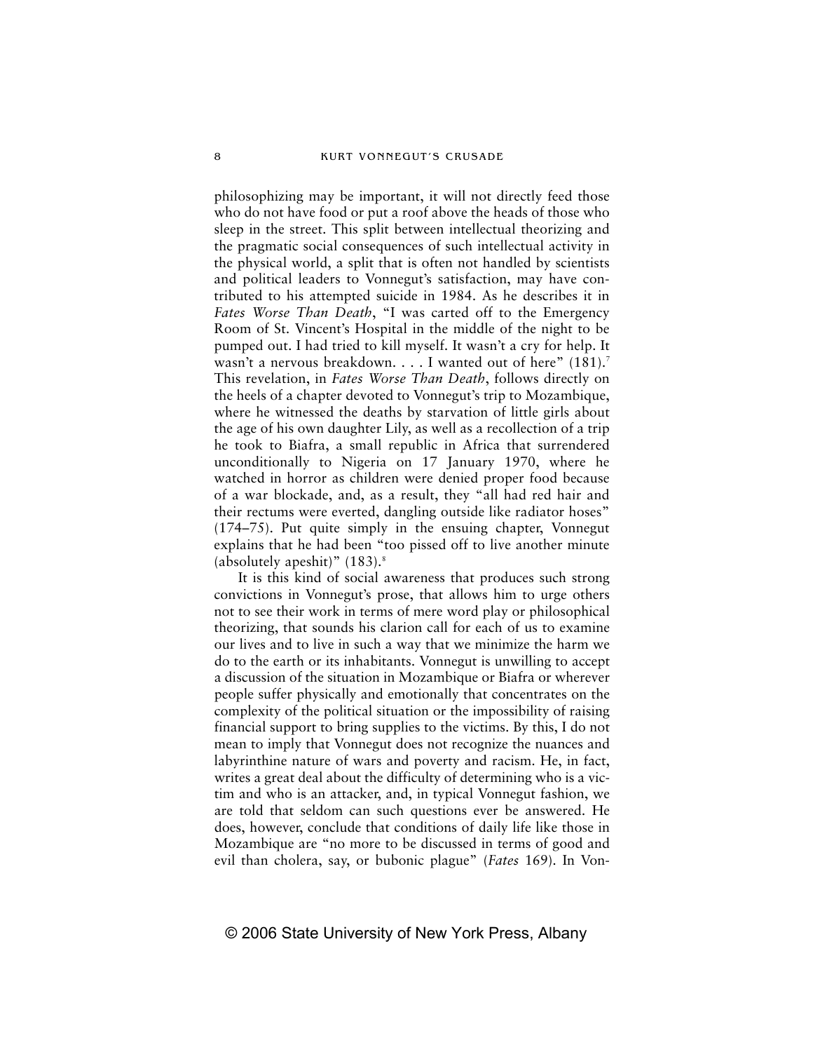philosophizing may be important, it will not directly feed those who do not have food or put a roof above the heads of those who sleep in the street. This split between intellectual theorizing and the pragmatic social consequences of such intellectual activity in the physical world, a split that is often not handled by scientists and political leaders to Vonnegut's satisfaction, may have contributed to his attempted suicide in 1984. As he describes it in *Fates Worse Than Death*, "I was carted off to the Emergency Room of St. Vincent's Hospital in the middle of the night to be pumped out. I had tried to kill myself. It wasn't a cry for help. It wasn't a nervous breakdown. . . . I wanted out of here" (181).[7] This revelation, in *Fates Worse Than Death*, follows directly on the heels of a chapter devoted to Vonnegut's trip to Mozambique, where he witnessed the deaths by starvation of little girls about the age of his own daughter Lily, as well as a recollection of a trip he took to Biafra, a small republic in Africa that surrendered unconditionally to Nigeria on 17 January 1970, where he watched in horror as children were denied proper food because of a war blockade, and, as a result, they "all had red hair and their rectums were everted, dangling outside like radiator hoses" (174–75). Put quite simply in the ensuing chapter, Vonnegut explains that he had been "too pissed off to live another minute (absolutely apeshit)" (183).[8]

It is this kind of social awareness that produces such strong convictions in Vonnegut's prose, that allows him to urge others not to see their work in terms of mere word play or philosophical theorizing, that sounds his clarion call for each of us to examine our lives and to live in such a way that we minimize the harm we do to the earth or its inhabitants. Vonnegut is unwilling to accept a discussion of the situation in Mozambique or Biafra or wherever people suffer physically and emotionally that concentrates on the complexity of the political situation or the impossibility of raising financial support to bring supplies to the victims. By this, I do not mean to imply that Vonnegut does not recognize the nuances and labyrinthine nature of wars and poverty and racism. He, in fact, writes a great deal about the difficulty of determining who is a victim and who is an attacker, and, in typical Vonnegut fashion, we are told that seldom can such questions ever be answered. He does, however, conclude that conditions of daily life like those in Mozambique are "no more to be discussed in terms of good and evil than cholera, say, or bubonic plague" (*Fates* 169). In Von-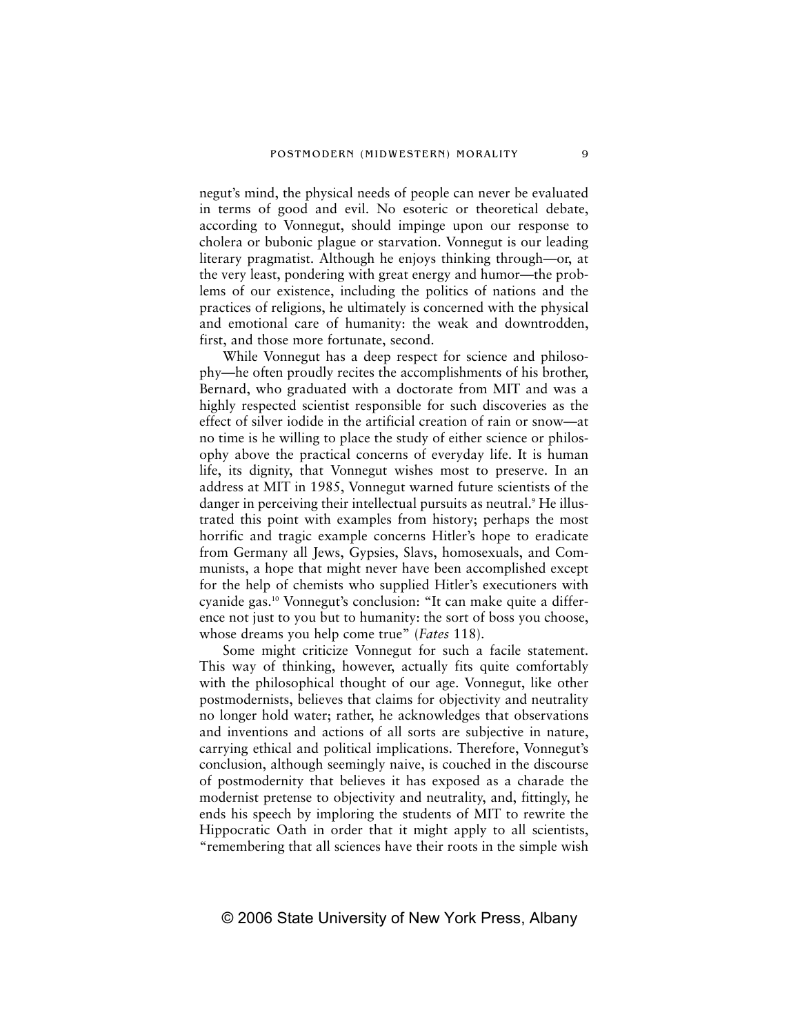negut's mind, the physical needs of people can never be evaluated in terms of good and evil. No esoteric or theoretical debate, according to Vonnegut, should impinge upon our response to cholera or bubonic plague or starvation. Vonnegut is our leading literary pragmatist. Although he enjoys thinking through—or, at the very least, pondering with great energy and humor—the problems of our existence, including the politics of nations and the practices of religions, he ultimately is concerned with the physical and emotional care of humanity: the weak and downtrodden, first, and those more fortunate, second.

While Vonnegut has a deep respect for science and philosophy—he often proudly recites the accomplishments of his brother, Bernard, who graduated with a doctorate from MIT and was a highly respected scientist responsible for such discoveries as the effect of silver iodide in the artificial creation of rain or snow—at no time is he willing to place the study of either science or philosophy above the practical concerns of everyday life. It is human life, its dignity, that Vonnegut wishes most to preserve. In an address at MIT in 1985, Vonnegut warned future scientists of the danger in perceiving their intellectual pursuits as neutral.[9] He illustrated this point with examples from history; perhaps the most horrific and tragic example concerns Hitler's hope to eradicate from Germany all Jews, Gypsies, Slavs, homosexuals, and Communists, a hope that might never have been accomplished except for the help of chemists who supplied Hitler's executioners with cyanide gas.[10] Vonnegut's conclusion: "It can make quite a difference not just to you but to humanity: the sort of boss you choose, whose dreams you help come true" (*Fates* 118).

Some might criticize Vonnegut for such a facile statement. This way of thinking, however, actually fits quite comfortably with the philosophical thought of our age. Vonnegut, like other postmodernists, believes that claims for objectivity and neutrality no longer hold water; rather, he acknowledges that observations and inventions and actions of all sorts are subjective in nature, carrying ethical and political implications. Therefore, Vonnegut's conclusion, although seemingly naive, is couched in the discourse of postmodernity that believes it has exposed as a charade the modernist pretense to objectivity and neutrality, and, fittingly, he ends his speech by imploring the students of MIT to rewrite the Hippocratic Oath in order that it might apply to all scientists, "remembering that all sciences have their roots in the simple wish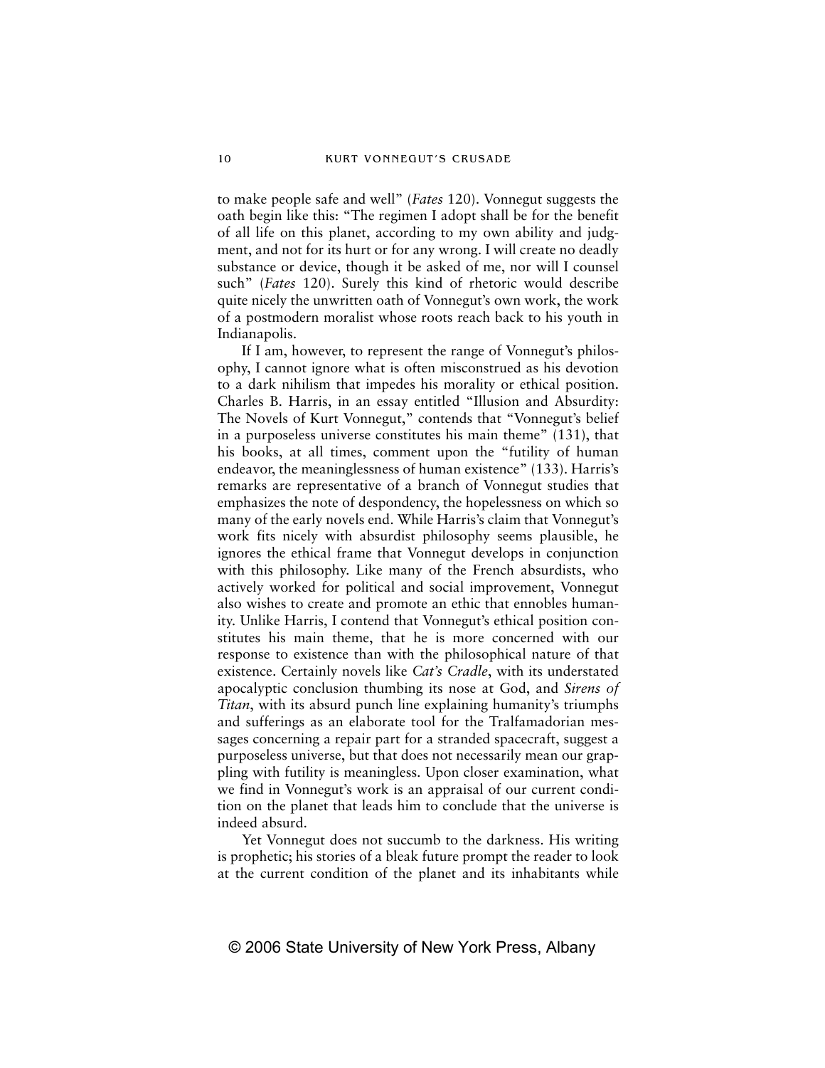to make people safe and well" (*Fates* 120). Vonnegut suggests the oath begin like this: "The regimen I adopt shall be for the benefit of all life on this planet, according to my own ability and judgment, and not for its hurt or for any wrong. I will create no deadly substance or device, though it be asked of me, nor will I counsel such" (*Fates* 120). Surely this kind of rhetoric would describe quite nicely the unwritten oath of Vonnegut's own work, the work of a postmodern moralist whose roots reach back to his youth in Indianapolis.

If I am, however, to represent the range of Vonnegut's philosophy, I cannot ignore what is often misconstrued as his devotion to a dark nihilism that impedes his morality or ethical position. Charles B. Harris, in an essay entitled "Illusion and Absurdity: The Novels of Kurt Vonnegut," contends that "Vonnegut's belief in a purposeless universe constitutes his main theme" (131), that his books, at all times, comment upon the "futility of human endeavor, the meaninglessness of human existence" (133). Harris's remarks are representative of a branch of Vonnegut studies that emphasizes the note of despondency, the hopelessness on which so many of the early novels end. While Harris's claim that Vonnegut's work fits nicely with absurdist philosophy seems plausible, he ignores the ethical frame that Vonnegut develops in conjunction with this philosophy. Like many of the French absurdists, who actively worked for political and social improvement, Vonnegut also wishes to create and promote an ethic that ennobles humanity. Unlike Harris, I contend that Vonnegut's ethical position constitutes his main theme, that he is more concerned with our response to existence than with the philosophical nature of that existence. Certainly novels like *Cat's Cradle*, with its understated apocalyptic conclusion thumbing its nose at God, and *Sirens of Titan*, with its absurd punch line explaining humanity's triumphs and sufferings as an elaborate tool for the Tralfamadorian messages concerning a repair part for a stranded spacecraft, suggest a purposeless universe, but that does not necessarily mean our grappling with futility is meaningless. Upon closer examination, what we find in Vonnegut's work is an appraisal of our current condition on the planet that leads him to conclude that the universe is indeed absurd.

Yet Vonnegut does not succumb to the darkness. His writing is prophetic; his stories of a bleak future prompt the reader to look at the current condition of the planet and its inhabitants while

© 2006 State University of New York Press, Albany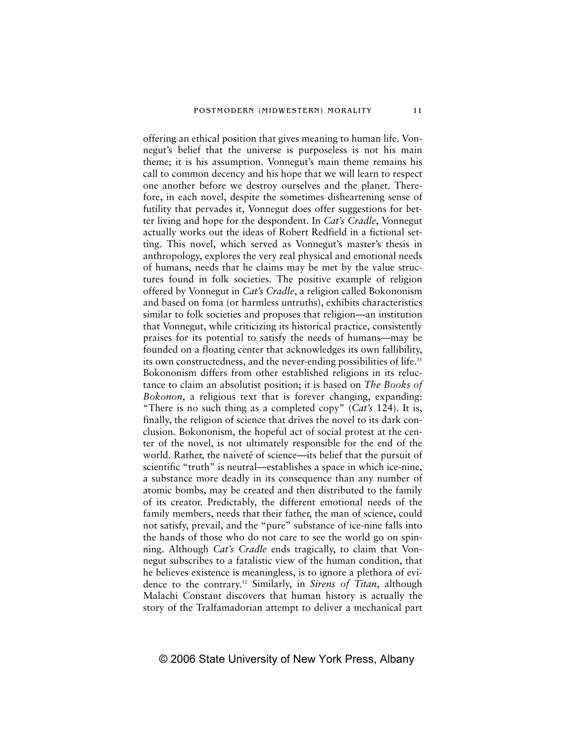offering an ethical position that gives meaning to human life. Vonnegut's belief that the universe is purposeless is not his main theme; it is his assumption. Vonnegut's main theme remains his call to common decency and his hope that we will learn to respect one another before we destroy ourselves and the planet. Therefore, in each novel, despite the sometimes disheartening sense of futility that pervades it, Vonnegut does offer suggestions for better living and hope for the despondent. In *Cat's Cradle*, Vonnegut actually works out the ideas of Robert Redfield in a fictional setting. This novel, which served as Vonnegut's master's thesis in anthropology, explores the very real physical and emotional needs of humans, needs that he claims may be met by the value structures found in folk societies. The positive example of religion offered by Vonnegut in *Cat's Cradle*, a religion called Bokononism and based on foma (or harmless untruths), exhibits characteristics similar to folk societies and proposes that religion—an institution that Vonnegut, while criticizing its historical practice, consistently praises for its potential to satisfy the needs of humans—may be founded on a floating center that acknowledges its own fallibility, its own constructedness, and the never-ending possibilities of life.[11] Bokononism differs from other established religions in its reluctance to claim an absolutist position; it is based on *The Books of Bokonon*, a religious text that is forever changing, expanding: "There is no such thing as a completed copy" (*Cat's* 124). It is, finally, the religion of science that drives the novel to its dark conclusion. Bokononism, the hopeful act of social protest at the center of the novel, is not ultimately responsible for the end of the world. Rather, the naiveté of science—its belief that the pursuit of scientific "truth" is neutral—establishes a space in which ice-nine, a substance more deadly in its consequence than any number of atomic bombs, may be created and then distributed to the family of its creator. Predictably, the different emotional needs of the family members, needs that their father, the man of science, could not satisfy, prevail, and the "pure" substance of ice-nine falls into the hands of those who do not care to see the world go on spinning. Although *Cat's Cradle* ends tragically, to claim that Vonnegut subscribes to a fatalistic view of the human condition, that he believes existence is meaningless, is to ignore a plethora of evidence to the contrary.[12] Similarly, in *Sirens of Titan*, although Malachi Constant discovers that human history is actually the story of the Tralfamadorian attempt to deliver a mechanical part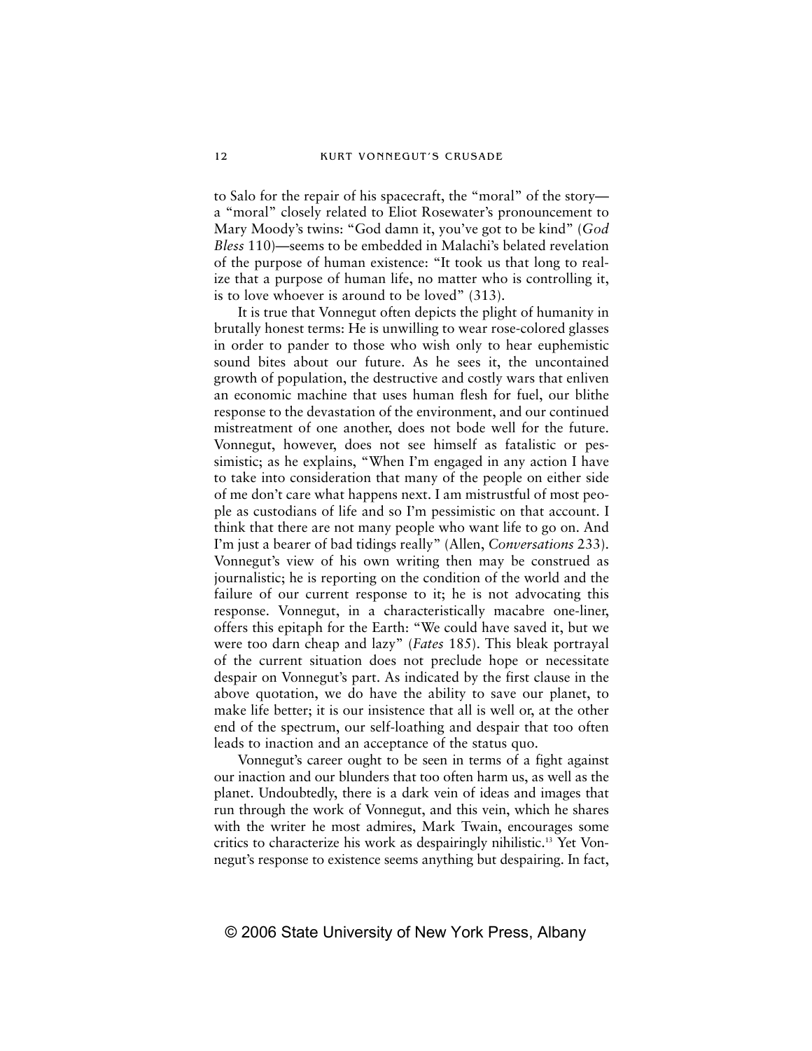to Salo for the repair of his spacecraft, the "moral" of the story—a "moral" closely related to Eliot Rosewater's pronouncement to Mary Moody's twins: "God damn it, you've got to be kind" (*God Bless* 110)—seems to be embedded in Malachi's belated revelation of the purpose of human existence: "It took us that long to realize that a purpose of human life, no matter who is controlling it, is to love whoever is around to be loved" (313).

It is true that Vonnegut often depicts the plight of humanity in brutally honest terms: He is unwilling to wear rose-colored glasses in order to pander to those who wish only to hear euphemistic sound bites about our future. As he sees it, the uncontained growth of population, the destructive and costly wars that enliven an economic machine that uses human flesh for fuel, our blithe response to the devastation of the environment, and our continued mistreatment of one another, does not bode well for the future. Vonnegut, however, does not see himself as fatalistic or pessimistic; as he explains, "When I'm engaged in any action I have to take into consideration that many of the people on either side of me don't care what happens next. I am mistrustful of most people as custodians of life and so I'm pessimistic on that account. I think that there are not many people who want life to go on. And I'm just a bearer of bad tidings really" (Allen, *Conversations* 233). Vonnegut's view of his own writing then may be construed as journalistic; he is reporting on the condition of the world and the failure of our current response to it; he is not advocating this response. Vonnegut, in a characteristically macabre one-liner, offers this epitaph for the Earth: "We could have saved it, but we were too darn cheap and lazy" (*Fates* 185). This bleak portrayal of the current situation does not preclude hope or necessitate despair on Vonnegut's part. As indicated by the first clause in the above quotation, we do have the ability to save our planet, to make life better; it is our insistence that all is well or, at the other end of the spectrum, our self-loathing and despair that too often leads to inaction and an acceptance of the status quo.

Vonnegut's career ought to be seen in terms of a fight against our inaction and our blunders that too often harm us, as well as the planet. Undoubtedly, there is a dark vein of ideas and images that run through the work of Vonnegut, and this vein, which he shares with the writer he most admires, Mark Twain, encourages some critics to characterize his work as despairingly nihilistic.[13] Yet Vonnegut's response to existence seems anything but despairing. In fact,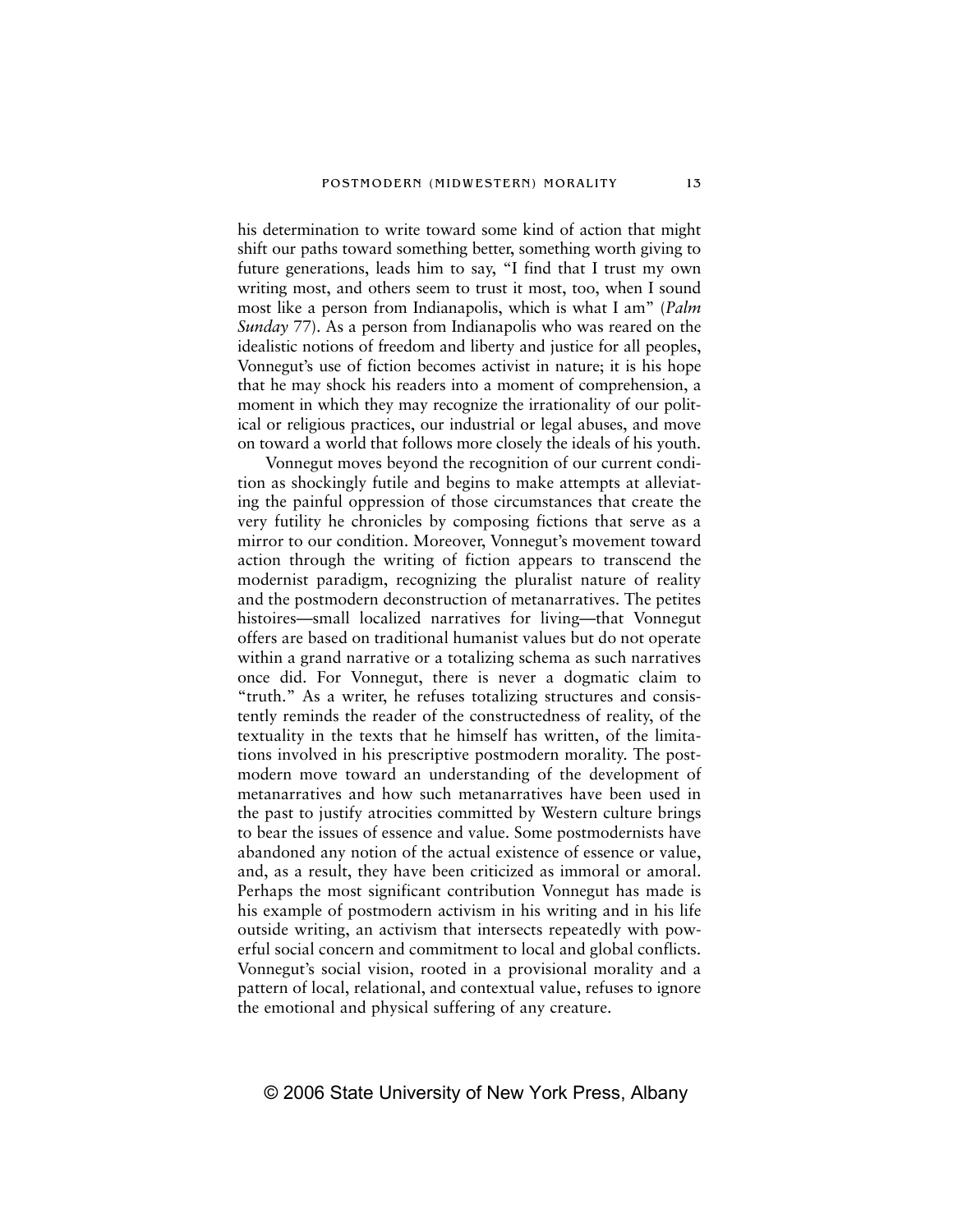his determination to write toward some kind of action that might shift our paths toward something better, something worth giving to future generations, leads him to say, "I find that I trust my own writing most, and others seem to trust it most, too, when I sound most like a person from Indianapolis, which is what I am" (*Palm Sunday* 77). As a person from Indianapolis who was reared on the idealistic notions of freedom and liberty and justice for all peoples, Vonnegut's use of fiction becomes activist in nature; it is his hope that he may shock his readers into a moment of comprehension, a moment in which they may recognize the irrationality of our political or religious practices, our industrial or legal abuses, and move on toward a world that follows more closely the ideals of his youth.

Vonnegut moves beyond the recognition of our current condition as shockingly futile and begins to make attempts at alleviating the painful oppression of those circumstances that create the very futility he chronicles by composing fictions that serve as a mirror to our condition. Moreover, Vonnegut's movement toward action through the writing of fiction appears to transcend the modernist paradigm, recognizing the pluralist nature of reality and the postmodern deconstruction of metanarratives. The petites histoires—small localized narratives for living—that Vonnegut offers are based on traditional humanist values but do not operate within a grand narrative or a totalizing schema as such narratives once did. For Vonnegut, there is never a dogmatic claim to "truth." As a writer, he refuses totalizing structures and consistently reminds the reader of the constructedness of reality, of the textuality in the texts that he himself has written, of the limitations involved in his prescriptive postmodern morality. The postmodern move toward an understanding of the development of metanarratives and how such metanarratives have been used in the past to justify atrocities committed by Western culture brings to bear the issues of essence and value. Some postmodernists have abandoned any notion of the actual existence of essence or value, and, as a result, they have been criticized as immoral or amoral. Perhaps the most significant contribution Vonnegut has made is his example of postmodern activism in his writing and in his life outside writing, an activism that intersects repeatedly with powerful social concern and commitment to local and global conflicts. Vonnegut's social vision, rooted in a provisional morality and a pattern of local, relational, and contextual value, refuses to ignore the emotional and physical suffering of any creature.

© 2006 State University of New York Press, Albany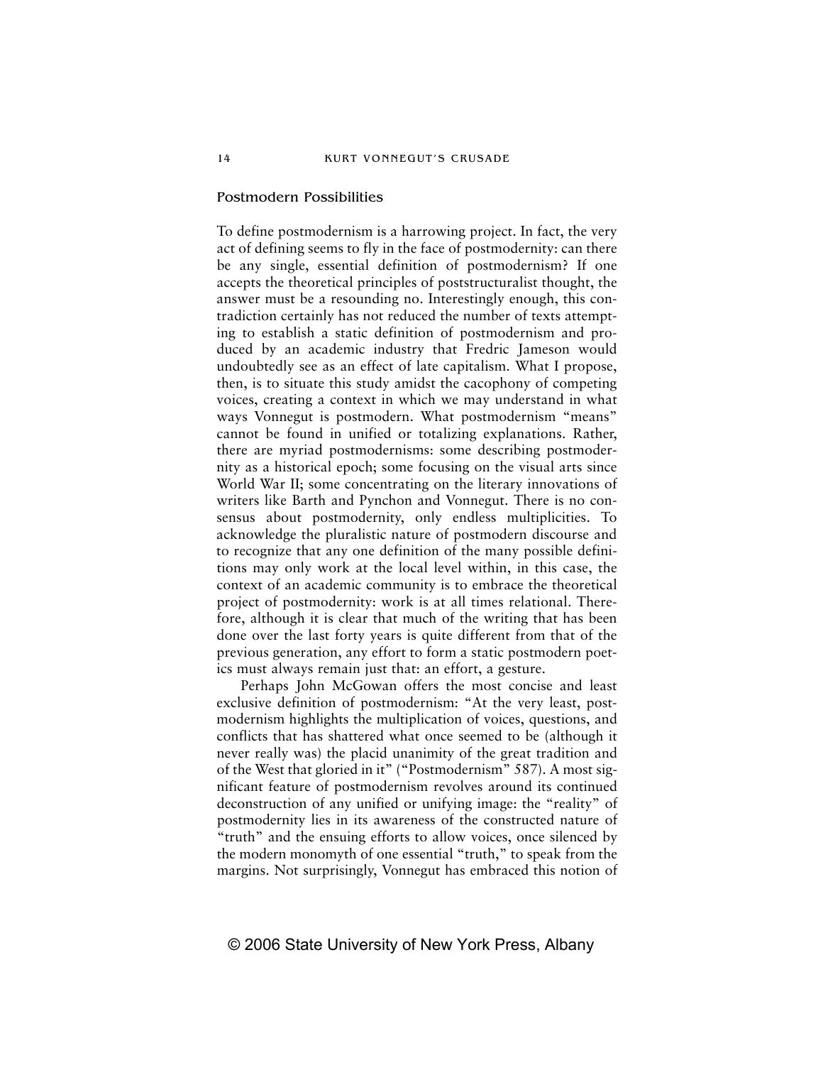## Postmodern Possibilities

To define postmodernism is a harrowing project. In fact, the very act of defining seems to fly in the face of postmodernity: can there be any single, essential definition of postmodernism? If one accepts the theoretical principles of poststructuralist thought, the answer must be a resounding no. Interestingly enough, this contradiction certainly has not reduced the number of texts attempting to establish a static definition of postmodernism and produced by an academic industry that Fredric Jameson would undoubtedly see as an effect of late capitalism. What I propose, then, is to situate this study amidst the cacophony of competing voices, creating a context in which we may understand in what ways Vonnegut is postmodern. What postmodernism "means" cannot be found in unified or totalizing explanations. Rather, there are myriad postmodernisms: some describing postmodernity as a historical epoch; some focusing on the visual arts since World War II; some concentrating on the literary innovations of writers like Barth and Pynchon and Vonnegut. There is no consensus about postmodernity, only endless multiplicities. To acknowledge the pluralistic nature of postmodern discourse and to recognize that any one definition of the many possible definitions may only work at the local level within, in this case, the context of an academic community is to embrace the theoretical project of postmodernity: work is at all times relational. Therefore, although it is clear that much of the writing that has been done over the last forty years is quite different from that of the previous generation, any effort to form a static postmodern poetics must always remain just that: an effort, a gesture.

Perhaps John McGowan offers the most concise and least exclusive definition of postmodernism: "At the very least, postmodernism highlights the multiplication of voices, questions, and conflicts that has shattered what once seemed to be (although it never really was) the placid unanimity of the great tradition and of the West that gloried in it" ("Postmodernism" 587). A most significant feature of postmodernism revolves around its continued deconstruction of any unified or unifying image: the "reality" of postmodernity lies in its awareness of the constructed nature of "truth" and the ensuing efforts to allow voices, once silenced by the modern monomyth of one essential "truth," to speak from the margins. Not surprisingly, Vonnegut has embraced this notion of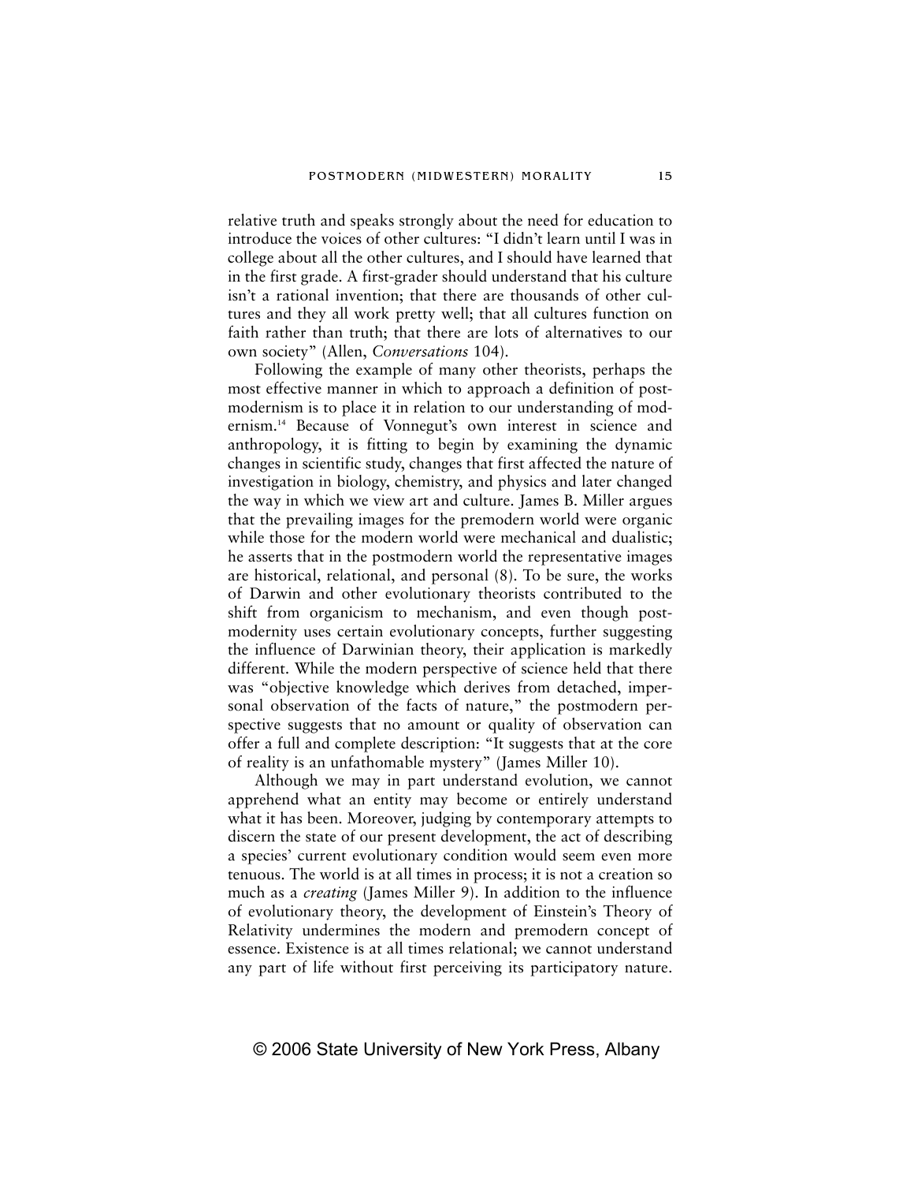relative truth and speaks strongly about the need for education to introduce the voices of other cultures: "I didn't learn until I was in college about all the other cultures, and I should have learned that in the first grade. A first-grader should understand that his culture isn't a rational invention; that there are thousands of other cultures and they all work pretty well; that all cultures function on faith rather than truth; that there are lots of alternatives to our own society" (Allen, *Conversations* 104).

Following the example of many other theorists, perhaps the most effective manner in which to approach a definition of postmodernism is to place it in relation to our understanding of modernism.[14] Because of Vonnegut's own interest in science and anthropology, it is fitting to begin by examining the dynamic changes in scientific study, changes that first affected the nature of investigation in biology, chemistry, and physics and later changed the way in which we view art and culture. James B. Miller argues that the prevailing images for the premodern world were organic while those for the modern world were mechanical and dualistic; he asserts that in the postmodern world the representative images are historical, relational, and personal (8). To be sure, the works of Darwin and other evolutionary theorists contributed to the shift from organicism to mechanism, and even though postmodernity uses certain evolutionary concepts, further suggesting the influence of Darwinian theory, their application is markedly different. While the modern perspective of science held that there was "objective knowledge which derives from detached, impersonal observation of the facts of nature," the postmodern perspective suggests that no amount or quality of observation can offer a full and complete description: "It suggests that at the core of reality is an unfathomable mystery" (James Miller 10).

Although we may in part understand evolution, we cannot apprehend what an entity may become or entirely understand what it has been. Moreover, judging by contemporary attempts to discern the state of our present development, the act of describing a species' current evolutionary condition would seem even more tenuous. The world is at all times in process; it is not a creation so much as a *creating* (James Miller 9). In addition to the influence of evolutionary theory, the development of Einstein's Theory of Relativity undermines the modern and premodern concept of essence. Existence is at all times relational; we cannot understand any part of life without first perceiving its participatory nature.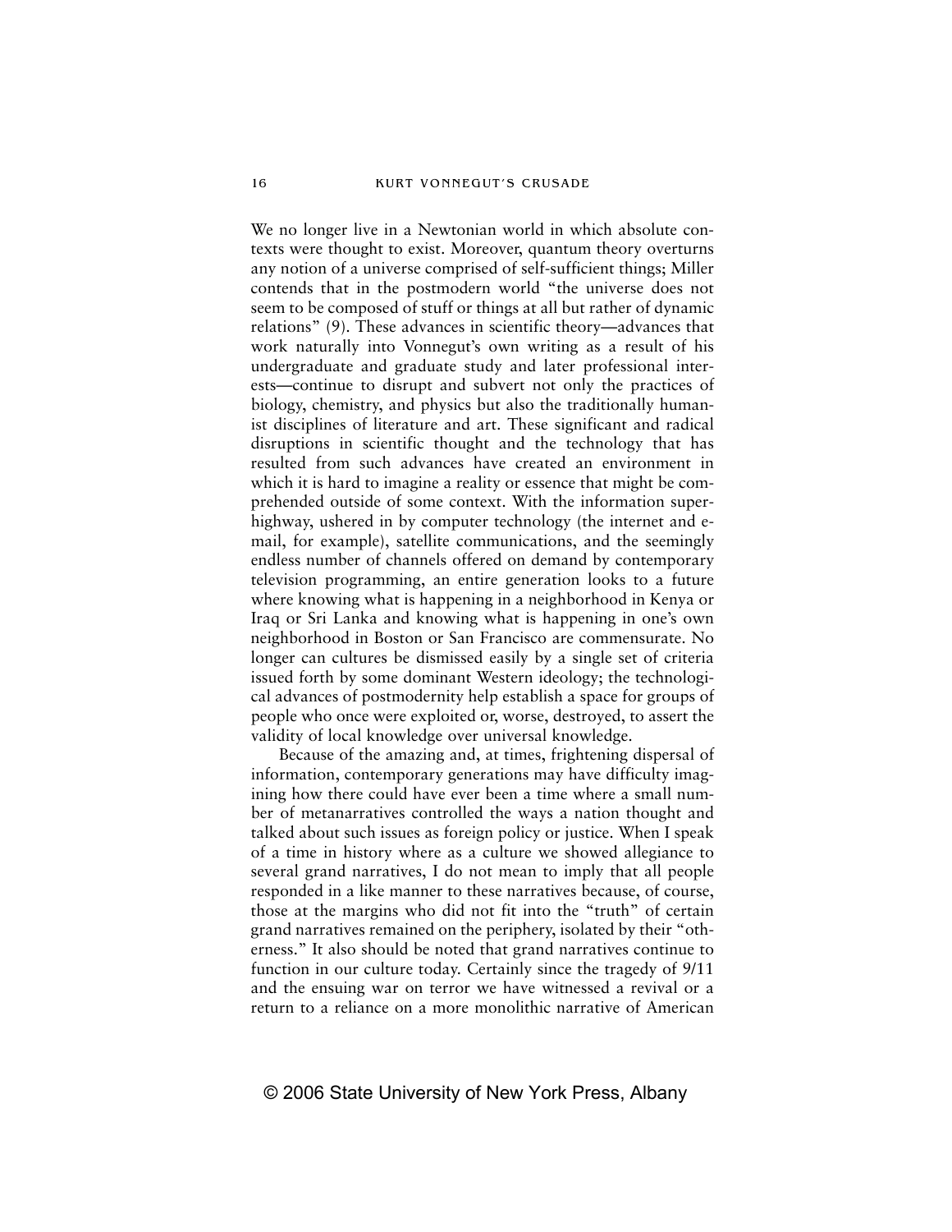We no longer live in a Newtonian world in which absolute contexts were thought to exist. Moreover, quantum theory overturns any notion of a universe comprised of self-sufficient things; Miller contends that in the postmodern world "the universe does not seem to be composed of stuff or things at all but rather of dynamic relations" (9). These advances in scientific theory—advances that work naturally into Vonnegut's own writing as a result of his undergraduate and graduate study and later professional interests—continue to disrupt and subvert not only the practices of biology, chemistry, and physics but also the traditionally humanist disciplines of literature and art. These significant and radical disruptions in scientific thought and the technology that has resulted from such advances have created an environment in which it is hard to imagine a reality or essence that might be comprehended outside of some context. With the information superhighway, ushered in by computer technology (the internet and e-mail, for example), satellite communications, and the seemingly endless number of channels offered on demand by contemporary television programming, an entire generation looks to a future where knowing what is happening in a neighborhood in Kenya or Iraq or Sri Lanka and knowing what is happening in one's own neighborhood in Boston or San Francisco are commensurate. No longer can cultures be dismissed easily by a single set of criteria issued forth by some dominant Western ideology; the technological advances of postmodernity help establish a space for groups of people who once were exploited or, worse, destroyed, to assert the validity of local knowledge over universal knowledge.

Because of the amazing and, at times, frightening dispersal of information, contemporary generations may have difficulty imagining how there could have ever been a time where a small number of metanarratives controlled the ways a nation thought and talked about such issues as foreign policy or justice. When I speak of a time in history where as a culture we showed allegiance to several grand narratives, I do not mean to imply that all people responded in a like manner to these narratives because, of course, those at the margins who did not fit into the "truth" of certain grand narratives remained on the periphery, isolated by their "otherness." It also should be noted that grand narratives continue to function in our culture today. Certainly since the tragedy of 9/11 and the ensuing war on terror we have witnessed a revival or a return to a reliance on a more monolithic narrative of American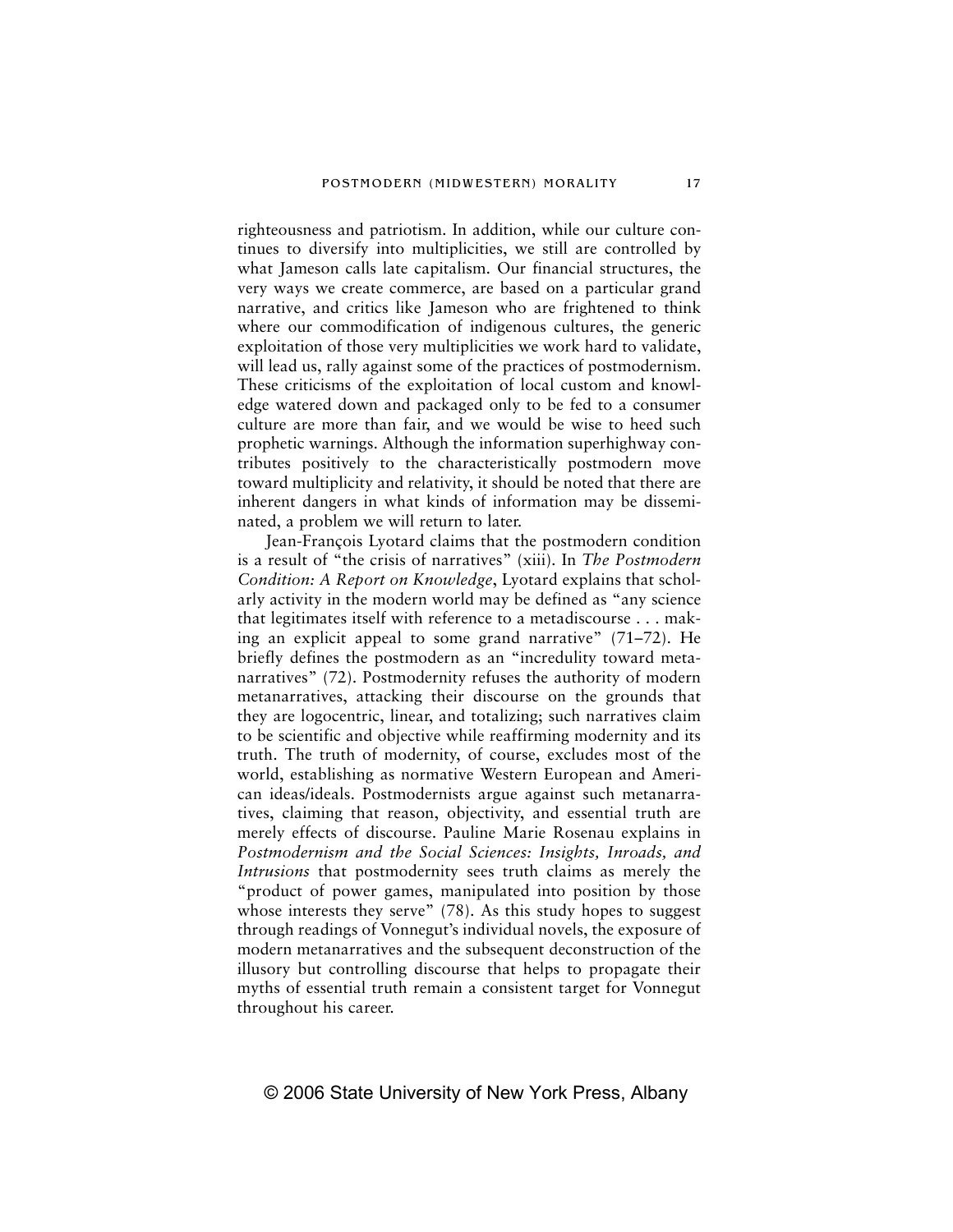righteousness and patriotism. In addition, while our culture continues to diversify into multiplicities, we still are controlled by what Jameson calls late capitalism. Our financial structures, the very ways we create commerce, are based on a particular grand narrative, and critics like Jameson who are frightened to think where our commodification of indigenous cultures, the generic exploitation of those very multiplicities we work hard to validate, will lead us, rally against some of the practices of postmodernism. These criticisms of the exploitation of local custom and knowledge watered down and packaged only to be fed to a consumer culture are more than fair, and we would be wise to heed such prophetic warnings. Although the information superhighway contributes positively to the characteristically postmodern move toward multiplicity and relativity, it should be noted that there are inherent dangers in what kinds of information may be disseminated, a problem we will return to later.

Jean-François Lyotard claims that the postmodern condition is a result of "the crisis of narratives" (xiii). In *The Postmodern Condition: A Report on Knowledge*, Lyotard explains that scholarly activity in the modern world may be defined as "any science that legitimates itself with reference to a metadiscourse . . . making an explicit appeal to some grand narrative" (71–72). He briefly defines the postmodern as an "incredulity toward metanarratives" (72). Postmodernity refuses the authority of modern metanarratives, attacking their discourse on the grounds that they are logocentric, linear, and totalizing; such narratives claim to be scientific and objective while reaffirming modernity and its truth. The truth of modernity, of course, excludes most of the world, establishing as normative Western European and American ideas/ideals. Postmodernists argue against such metanarratives, claiming that reason, objectivity, and essential truth are merely effects of discourse. Pauline Marie Rosenau explains in *Postmodernism and the Social Sciences: Insights, Inroads, and Intrusions* that postmodernity sees truth claims as merely the "product of power games, manipulated into position by those whose interests they serve" (78). As this study hopes to suggest through readings of Vonnegut's individual novels, the exposure of modern metanarratives and the subsequent deconstruction of the illusory but controlling discourse that helps to propagate their myths of essential truth remain a consistent target for Vonnegut throughout his career.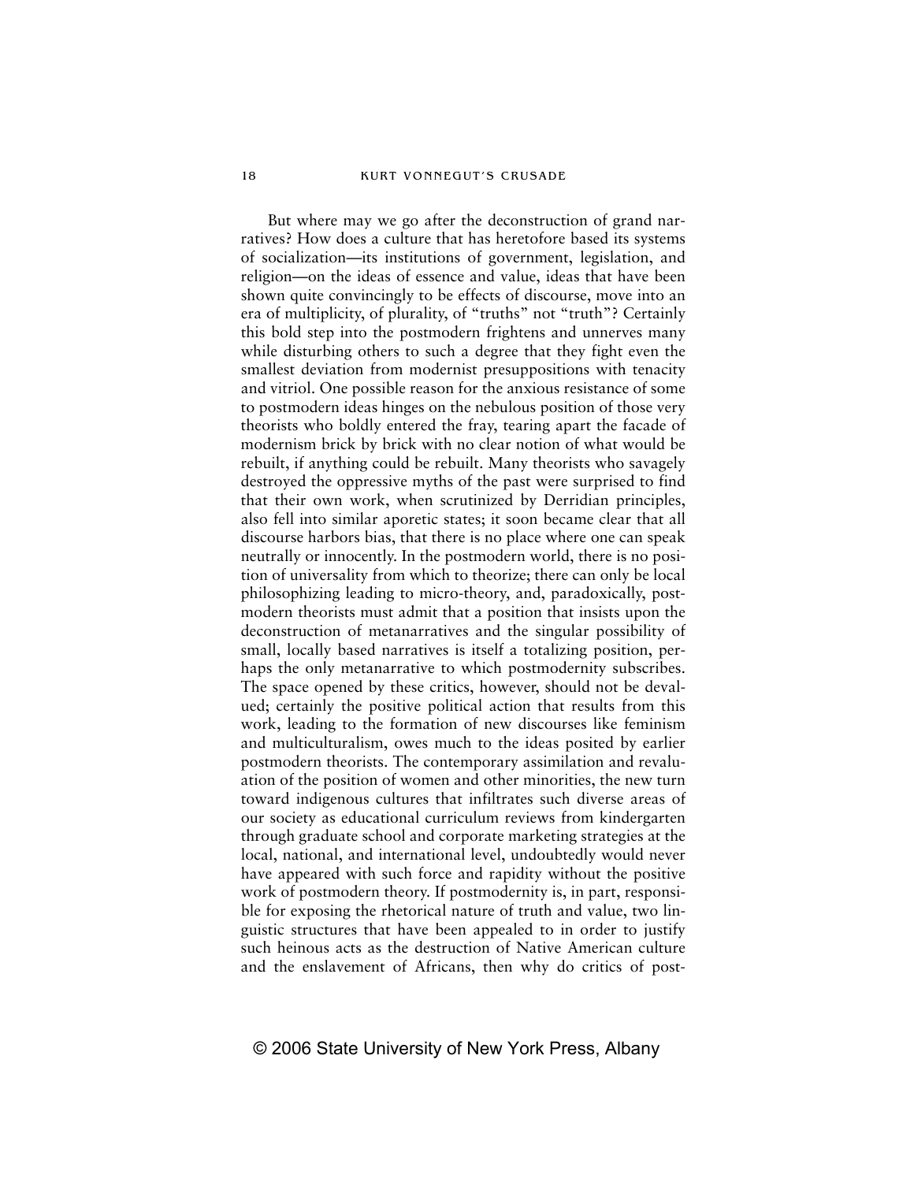But where may we go after the deconstruction of grand narratives? How does a culture that has heretofore based its systems of socialization—its institutions of government, legislation, and religion—on the ideas of essence and value, ideas that have been shown quite convincingly to be effects of discourse, move into an era of multiplicity, of plurality, of "truths" not "truth"? Certainly this bold step into the postmodern frightens and unnerves many while disturbing others to such a degree that they fight even the smallest deviation from modernist presuppositions with tenacity and vitriol. One possible reason for the anxious resistance of some to postmodern ideas hinges on the nebulous position of those very theorists who boldly entered the fray, tearing apart the facade of modernism brick by brick with no clear notion of what would be rebuilt, if anything could be rebuilt. Many theorists who savagely destroyed the oppressive myths of the past were surprised to find that their own work, when scrutinized by Derridian principles, also fell into similar aporetic states; it soon became clear that all discourse harbors bias, that there is no place where one can speak neutrally or innocently. In the postmodern world, there is no position of universality from which to theorize; there can only be local philosophizing leading to micro-theory, and, paradoxically, postmodern theorists must admit that a position that insists upon the deconstruction of metanarratives and the singular possibility of small, locally based narratives is itself a totalizing position, perhaps the only metanarrative to which postmodernity subscribes. The space opened by these critics, however, should not be devalued; certainly the positive political action that results from this work, leading to the formation of new discourses like feminism and multiculturalism, owes much to the ideas posited by earlier postmodern theorists. The contemporary assimilation and revaluation of the position of women and other minorities, the new turn toward indigenous cultures that infiltrates such diverse areas of our society as educational curriculum reviews from kindergarten through graduate school and corporate marketing strategies at the local, national, and international level, undoubtedly would never have appeared with such force and rapidity without the positive work of postmodern theory. If postmodernity is, in part, responsible for exposing the rhetorical nature of truth and value, two linguistic structures that have been appealed to in order to justify such heinous acts as the destruction of Native American culture and the enslavement of Africans, then why do critics of post-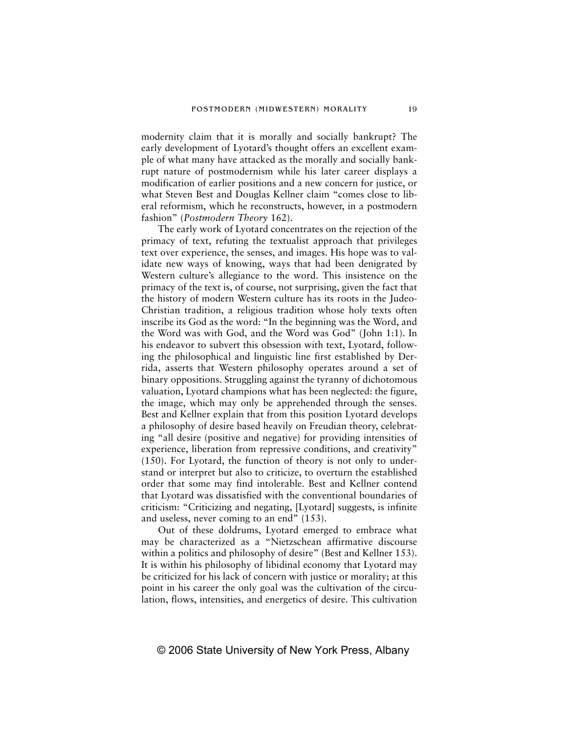modernity claim that it is morally and socially bankrupt? The early development of Lyotard's thought offers an excellent example of what many have attacked as the morally and socially bankrupt nature of postmodernism while his later career displays a modification of earlier positions and a new concern for justice, or what Steven Best and Douglas Kellner claim "comes close to liberal reformism, which he reconstructs, however, in a postmodern fashion" (*Postmodern Theory* 162).

The early work of Lyotard concentrates on the rejection of the primacy of text, refuting the textualist approach that privileges text over experience, the senses, and images. His hope was to validate new ways of knowing, ways that had been denigrated by Western culture's allegiance to the word. This insistence on the primacy of the text is, of course, not surprising, given the fact that the history of modern Western culture has its roots in the Judeo-Christian tradition, a religious tradition whose holy texts often inscribe its God as the word: "In the beginning was the Word, and the Word was with God, and the Word was God" (John 1:1). In his endeavor to subvert this obsession with text, Lyotard, following the philosophical and linguistic line first established by Derrida, asserts that Western philosophy operates around a set of binary oppositions. Struggling against the tyranny of dichotomous valuation, Lyotard champions what has been neglected: the figure, the image, which may only be apprehended through the senses. Best and Kellner explain that from this position Lyotard develops a philosophy of desire based heavily on Freudian theory, celebrating "all desire (positive and negative) for providing intensities of experience, liberation from repressive conditions, and creativity" (150). For Lyotard, the function of theory is not only to understand or interpret but also to criticize, to overturn the established order that some may find intolerable. Best and Kellner contend that Lyotard was dissatisfied with the conventional boundaries of criticism: "Criticizing and negating, [Lyotard] suggests, is infinite and useless, never coming to an end" (153).

Out of these doldrums, Lyotard emerged to embrace what may be characterized as a "Nietzschean affirmative discourse within a politics and philosophy of desire" (Best and Kellner 153). It is within his philosophy of libidinal economy that Lyotard may be criticized for his lack of concern with justice or morality; at this point in his career the only goal was the cultivation of the circulation, flows, intensities, and energetics of desire. This cultivation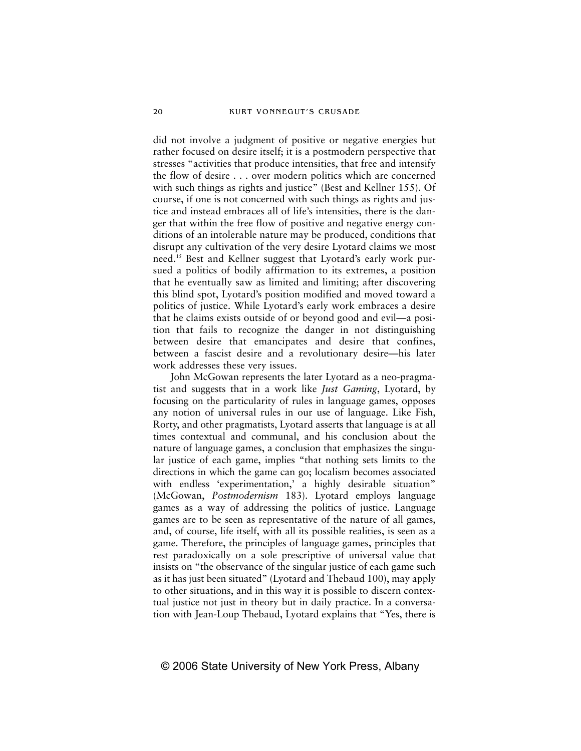did not involve a judgment of positive or negative energies but rather focused on desire itself; it is a postmodern perspective that stresses "activities that produce intensities, that free and intensify the flow of desire . . . over modern politics which are concerned with such things as rights and justice" (Best and Kellner 155). Of course, if one is not concerned with such things as rights and justice and instead embraces all of life's intensities, there is the danger that within the free flow of positive and negative energy conditions of an intolerable nature may be produced, conditions that disrupt any cultivation of the very desire Lyotard claims we most need.[15] Best and Kellner suggest that Lyotard's early work pursued a politics of bodily affirmation to its extremes, a position that he eventually saw as limited and limiting; after discovering this blind spot, Lyotard's position modified and moved toward a politics of justice. While Lyotard's early work embraces a desire that he claims exists outside of or beyond good and evil—a position that fails to recognize the danger in not distinguishing between desire that emancipates and desire that confines, between a fascist desire and a revolutionary desire—his later work addresses these very issues.

John McGowan represents the later Lyotard as a neo-pragmatist and suggests that in a work like *Just Gaming*, Lyotard, by focusing on the particularity of rules in language games, opposes any notion of universal rules in our use of language. Like Fish, Rorty, and other pragmatists, Lyotard asserts that language is at all times contextual and communal, and his conclusion about the nature of language games, a conclusion that emphasizes the singular justice of each game, implies "that nothing sets limits to the directions in which the game can go; localism becomes associated with endless 'experimentation,' a highly desirable situation" (McGowan, *Postmodernism* 183). Lyotard employs language games as a way of addressing the politics of justice. Language games are to be seen as representative of the nature of all games, and, of course, life itself, with all its possible realities, is seen as a game. Therefore, the principles of language games, principles that rest paradoxically on a sole prescriptive of universal value that insists on "the observance of the singular justice of each game such as it has just been situated" (Lyotard and Thebaud 100), may apply to other situations, and in this way it is possible to discern contextual justice not just in theory but in daily practice. In a conversation with Jean-Loup Thebaud, Lyotard explains that "Yes, there is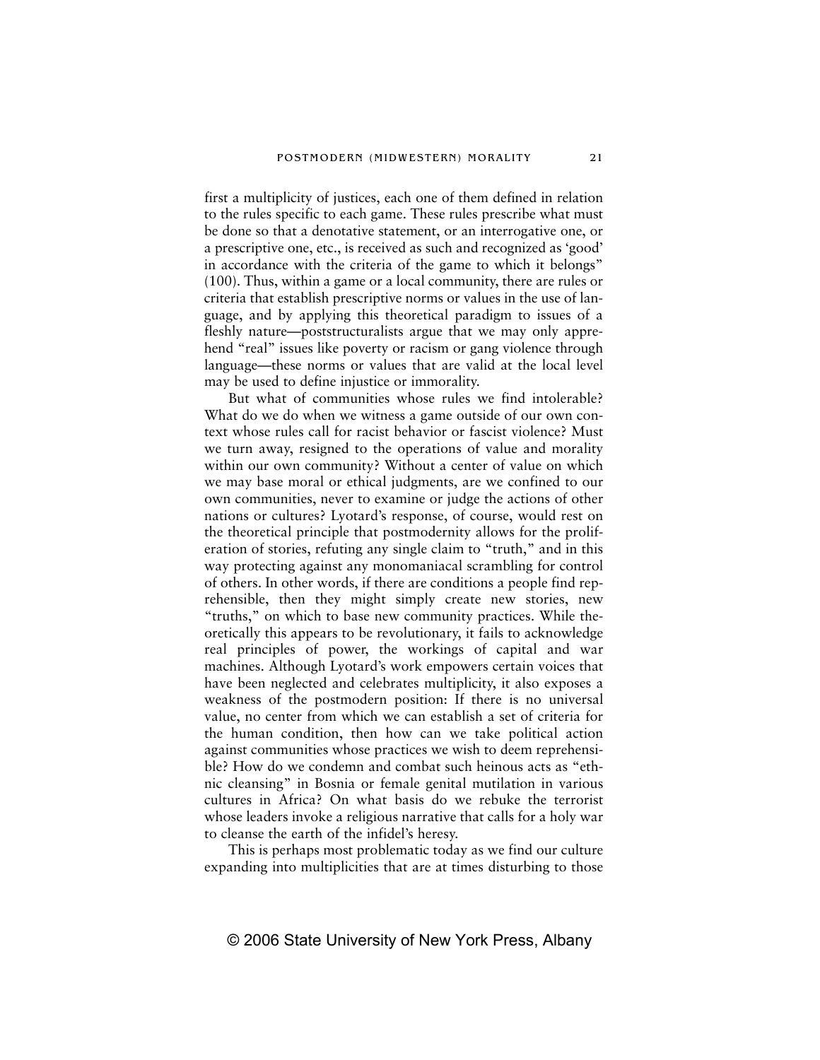first a multiplicity of justices, each one of them defined in relation to the rules specific to each game. These rules prescribe what must be done so that a denotative statement, or an interrogative one, or a prescriptive one, etc., is received as such and recognized as 'good' in accordance with the criteria of the game to which it belongs" (100). Thus, within a game or a local community, there are rules or criteria that establish prescriptive norms or values in the use of language, and by applying this theoretical paradigm to issues of a fleshly nature—poststructuralists argue that we may only apprehend "real" issues like poverty or racism or gang violence through language—these norms or values that are valid at the local level may be used to define injustice or immorality.

But what of communities whose rules we find intolerable? What do we do when we witness a game outside of our own context whose rules call for racist behavior or fascist violence? Must we turn away, resigned to the operations of value and morality within our own community? Without a center of value on which we may base moral or ethical judgments, are we confined to our own communities, never to examine or judge the actions of other nations or cultures? Lyotard's response, of course, would rest on the theoretical principle that postmodernity allows for the proliferation of stories, refuting any single claim to "truth," and in this way protecting against any monomaniacal scrambling for control of others. In other words, if there are conditions a people find reprehensible, then they might simply create new stories, new "truths," on which to base new community practices. While theoretically this appears to be revolutionary, it fails to acknowledge real principles of power, the workings of capital and war machines. Although Lyotard's work empowers certain voices that have been neglected and celebrates multiplicity, it also exposes a weakness of the postmodern position: If there is no universal value, no center from which we can establish a set of criteria for the human condition, then how can we take political action against communities whose practices we wish to deem reprehensible? How do we condemn and combat such heinous acts as "ethnic cleansing" in Bosnia or female genital mutilation in various cultures in Africa? On what basis do we rebuke the terrorist whose leaders invoke a religious narrative that calls for a holy war to cleanse the earth of the infidel's heresy.

This is perhaps most problematic today as we find our culture expanding into multiplicities that are at times disturbing to those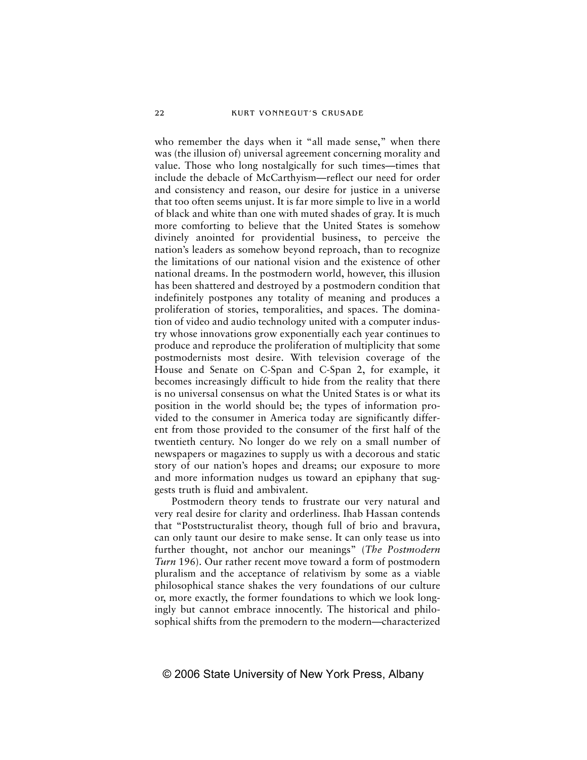who remember the days when it "all made sense," when there was (the illusion of) universal agreement concerning morality and value. Those who long nostalgically for such times—times that include the debacle of McCarthyism—reflect our need for order and consistency and reason, our desire for justice in a universe that too often seems unjust. It is far more simple to live in a world of black and white than one with muted shades of gray. It is much more comforting to believe that the United States is somehow divinely anointed for providential business, to perceive the nation's leaders as somehow beyond reproach, than to recognize the limitations of our national vision and the existence of other national dreams. In the postmodern world, however, this illusion has been shattered and destroyed by a postmodern condition that indefinitely postpones any totality of meaning and produces a proliferation of stories, temporalities, and spaces. The domination of video and audio technology united with a computer industry whose innovations grow exponentially each year continues to produce and reproduce the proliferation of multiplicity that some postmodernists most desire. With television coverage of the House and Senate on C-Span and C-Span 2, for example, it becomes increasingly difficult to hide from the reality that there is no universal consensus on what the United States is or what its position in the world should be; the types of information provided to the consumer in America today are significantly different from those provided to the consumer of the first half of the twentieth century. No longer do we rely on a small number of newspapers or magazines to supply us with a decorous and static story of our nation's hopes and dreams; our exposure to more and more information nudges us toward an epiphany that suggests truth is fluid and ambivalent.

Postmodern theory tends to frustrate our very natural and very real desire for clarity and orderliness. Ihab Hassan contends that "Poststructuralist theory, though full of brio and bravura, can only taunt our desire to make sense. It can only tease us into further thought, not anchor our meanings" (*The Postmodern Turn* 196). Our rather recent move toward a form of postmodern pluralism and the acceptance of relativism by some as a viable philosophical stance shakes the very foundations of our culture or, more exactly, the former foundations to which we look longingly but cannot embrace innocently. The historical and philosophical shifts from the premodern to the modern—characterized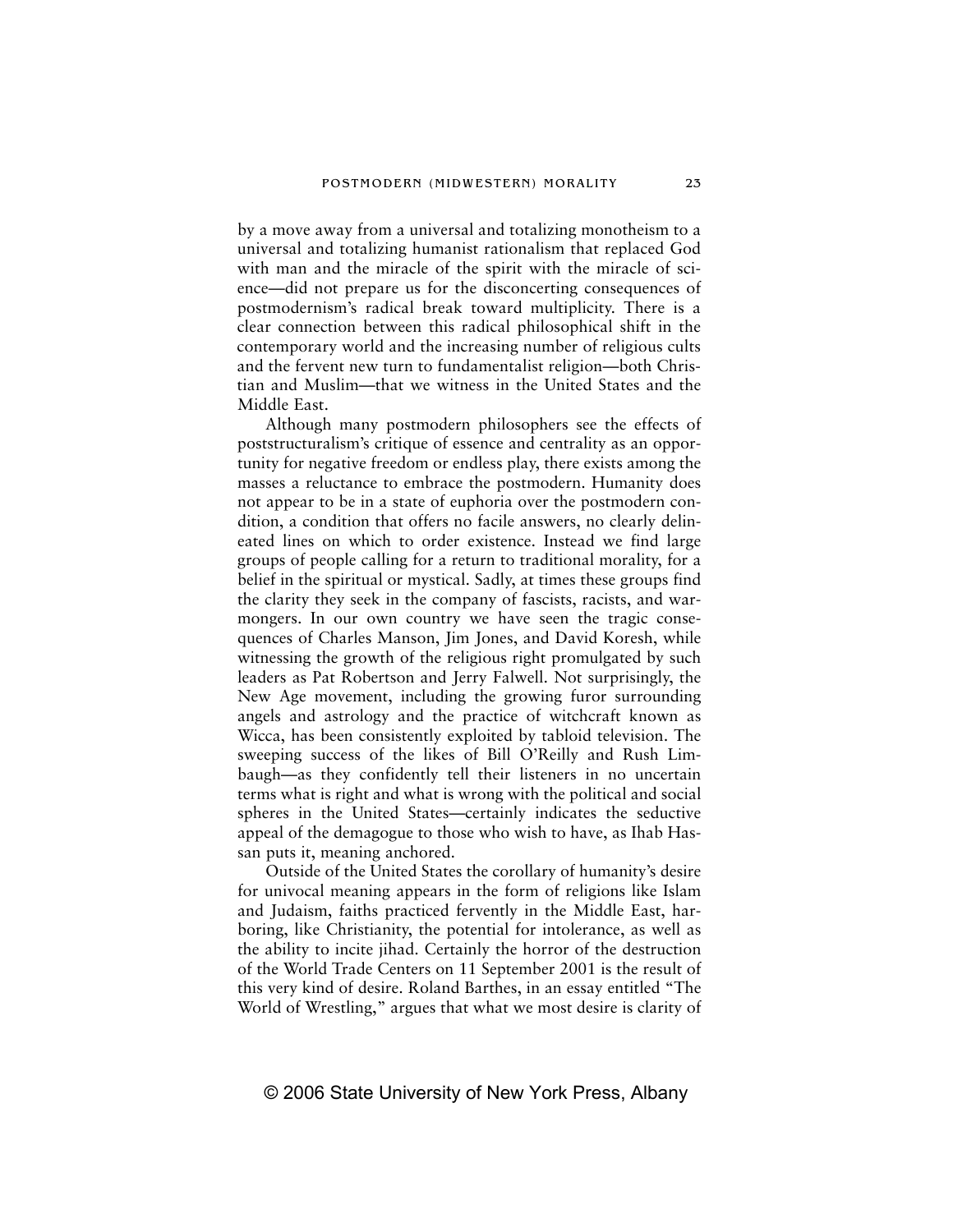by a move away from a universal and totalizing monotheism to a universal and totalizing humanist rationalism that replaced God with man and the miracle of the spirit with the miracle of science—did not prepare us for the disconcerting consequences of postmodernism's radical break toward multiplicity. There is a clear connection between this radical philosophical shift in the contemporary world and the increasing number of religious cults and the fervent new turn to fundamentalist religion—both Christian and Muslim—that we witness in the United States and the Middle East.

Although many postmodern philosophers see the effects of poststructuralism's critique of essence and centrality as an opportunity for negative freedom or endless play, there exists among the masses a reluctance to embrace the postmodern. Humanity does not appear to be in a state of euphoria over the postmodern condition, a condition that offers no facile answers, no clearly delineated lines on which to order existence. Instead we find large groups of people calling for a return to traditional morality, for a belief in the spiritual or mystical. Sadly, at times these groups find the clarity they seek in the company of fascists, racists, and warmongers. In our own country we have seen the tragic consequences of Charles Manson, Jim Jones, and David Koresh, while witnessing the growth of the religious right promulgated by such leaders as Pat Robertson and Jerry Falwell. Not surprisingly, the New Age movement, including the growing furor surrounding angels and astrology and the practice of witchcraft known as Wicca, has been consistently exploited by tabloid television. The sweeping success of the likes of Bill O'Reilly and Rush Limbaugh—as they confidently tell their listeners in no uncertain terms what is right and what is wrong with the political and social spheres in the United States—certainly indicates the seductive appeal of the demagogue to those who wish to have, as Ihab Hassan puts it, meaning anchored.

Outside of the United States the corollary of humanity's desire for univocal meaning appears in the form of religions like Islam and Judaism, faiths practiced fervently in the Middle East, harboring, like Christianity, the potential for intolerance, as well as the ability to incite jihad. Certainly the horror of the destruction of the World Trade Centers on 11 September 2001 is the result of this very kind of desire. Roland Barthes, in an essay entitled "The World of Wrestling," argues that what we most desire is clarity of

© 2006 State University of New York Press, Albany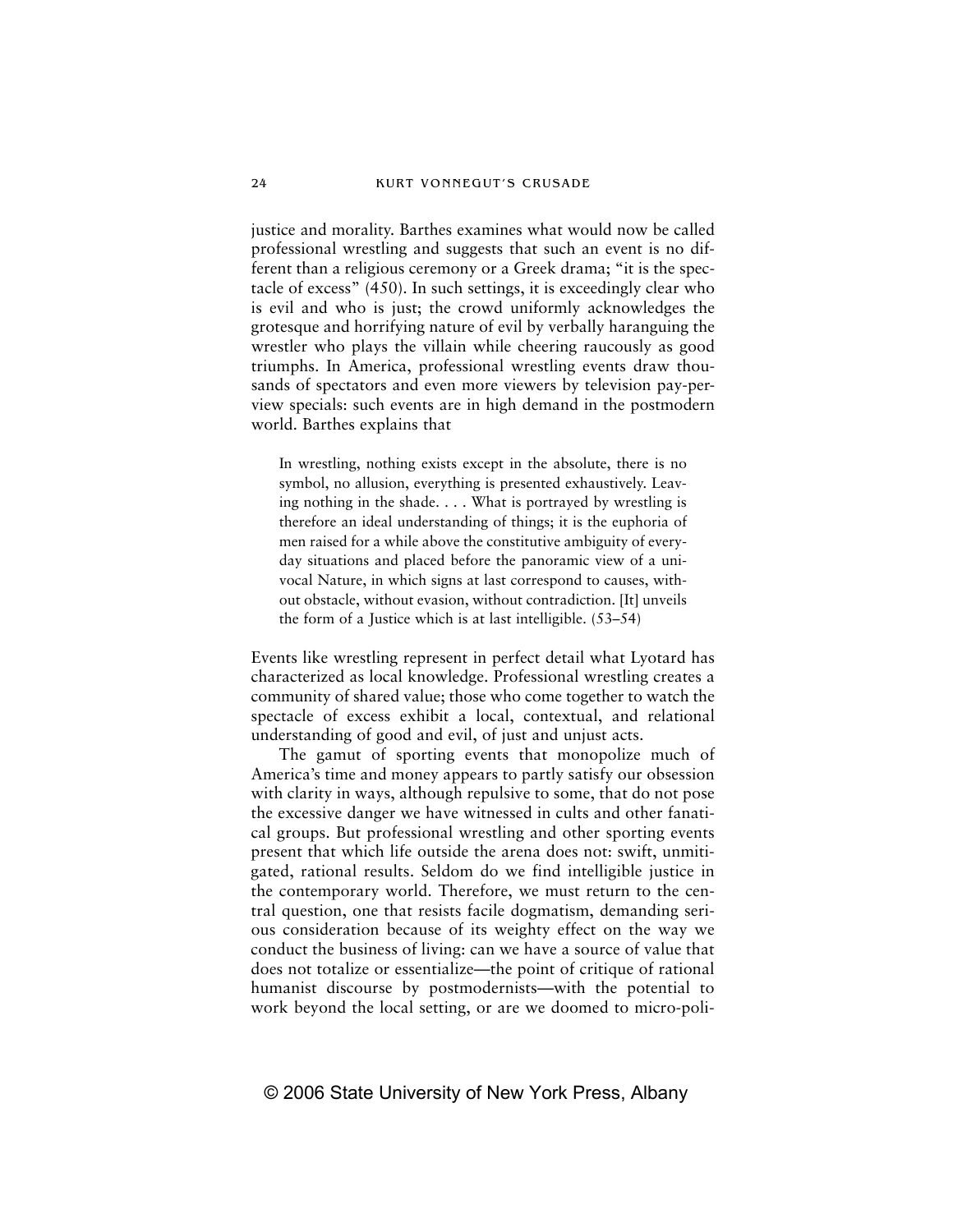justice and morality. Barthes examines what would now be called professional wrestling and suggests that such an event is no different than a religious ceremony or a Greek drama; "it is the spectacle of excess" (450). In such settings, it is exceedingly clear who is evil and who is just; the crowd uniformly acknowledges the grotesque and horrifying nature of evil by verbally haranguing the wrestler who plays the villain while cheering raucously as good triumphs. In America, professional wrestling events draw thousands of spectators and even more viewers by television pay-per-view specials: such events are in high demand in the postmodern world. Barthes explains that

> In wrestling, nothing exists except in the absolute, there is no symbol, no allusion, everything is presented exhaustively. Leaving nothing in the shade. . . . What is portrayed by wrestling is therefore an ideal understanding of things; it is the euphoria of men raised for a while above the constitutive ambiguity of everyday situations and placed before the panoramic view of a univocal Nature, in which signs at last correspond to causes, without obstacle, without evasion, without contradiction. [It] unveils the form of a Justice which is at last intelligible. (53–54)

Events like wrestling represent in perfect detail what Lyotard has characterized as local knowledge. Professional wrestling creates a community of shared value; those who come together to watch the spectacle of excess exhibit a local, contextual, and relational understanding of good and evil, of just and unjust acts.

The gamut of sporting events that monopolize much of America's time and money appears to partly satisfy our obsession with clarity in ways, although repulsive to some, that do not pose the excessive danger we have witnessed in cults and other fanatical groups. But professional wrestling and other sporting events present that which life outside the arena does not: swift, unmitigated, rational results. Seldom do we find intelligible justice in the contemporary world. Therefore, we must return to the central question, one that resists facile dogmatism, demanding serious consideration because of its weighty effect on the way we conduct the business of living: can we have a source of value that does not totalize or essentialize—the point of critique of rational humanist discourse by postmodernists—with the potential to work beyond the local setting, or are we doomed to micro-poli-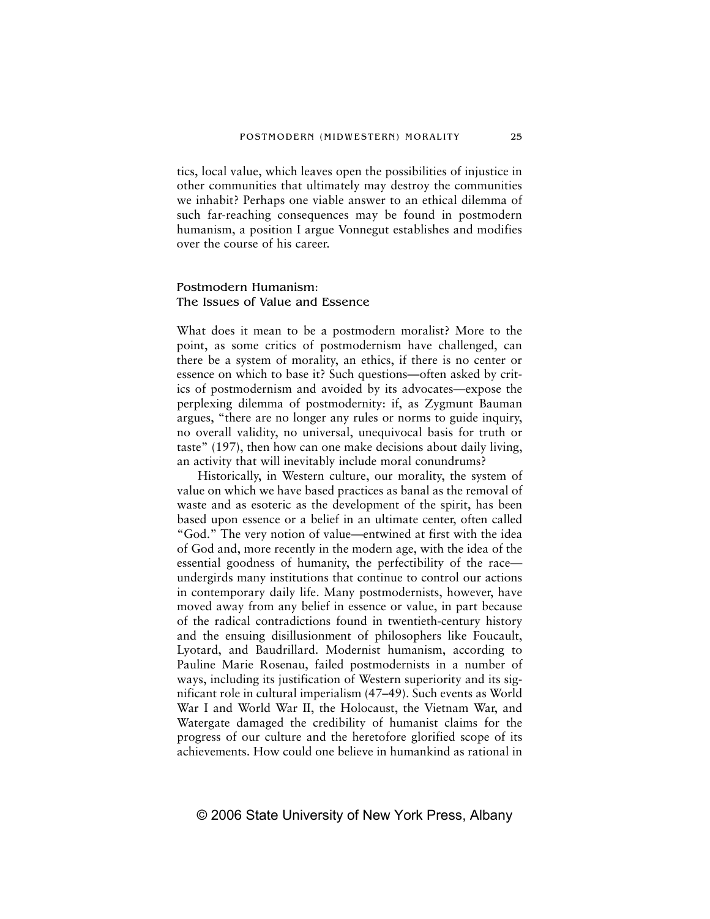tics, local value, which leaves open the possibilities of injustice in other communities that ultimately may destroy the communities we inhabit? Perhaps one viable answer to an ethical dilemma of such far-reaching consequences may be found in postmodern humanism, a position I argue Vonnegut establishes and modifies over the course of his career.

## Postmodern Humanism:
## The Issues of Value and Essence

What does it mean to be a postmodern moralist? More to the point, as some critics of postmodernism have challenged, can there be a system of morality, an ethics, if there is no center or essence on which to base it? Such questions—often asked by critics of postmodernism and avoided by its advocates—expose the perplexing dilemma of postmodernity: if, as Zygmunt Bauman argues, "there are no longer any rules or norms to guide inquiry, no overall validity, no universal, unequivocal basis for truth or taste" (197), then how can one make decisions about daily living, an activity that will inevitably include moral conundrums?

Historically, in Western culture, our morality, the system of value on which we have based practices as banal as the removal of waste and as esoteric as the development of the spirit, has been based upon essence or a belief in an ultimate center, often called "God." The very notion of value—entwined at first with the idea of God and, more recently in the modern age, with the idea of the essential goodness of humanity, the perfectibility of the race—undergirds many institutions that continue to control our actions in contemporary daily life. Many postmodernists, however, have moved away from any belief in essence or value, in part because of the radical contradictions found in twentieth-century history and the ensuing disillusionment of philosophers like Foucault, Lyotard, and Baudrillard. Modernist humanism, according to Pauline Marie Rosenau, failed postmodernists in a number of ways, including its justification of Western superiority and its significant role in cultural imperialism (47–49). Such events as World War I and World War II, the Holocaust, the Vietnam War, and Watergate damaged the credibility of humanist claims for the progress of our culture and the heretofore glorified scope of its achievements. How could one believe in humankind as rational in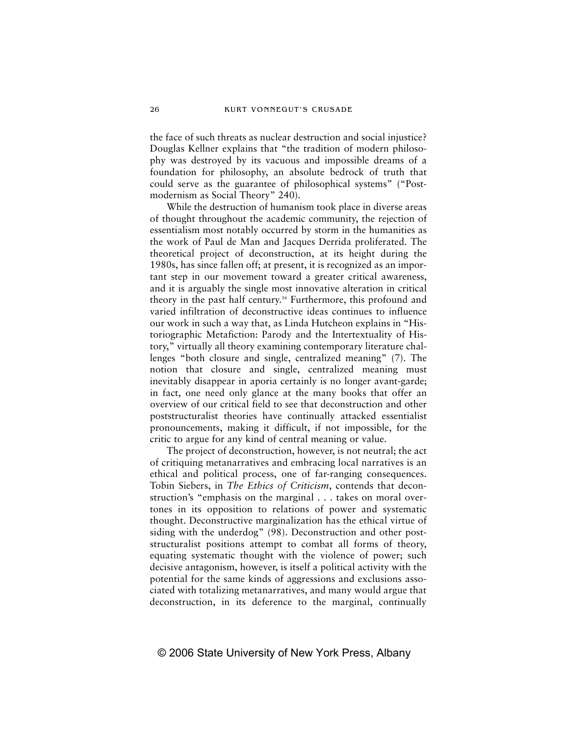the face of such threats as nuclear destruction and social injustice? Douglas Kellner explains that "the tradition of modern philosophy was destroyed by its vacuous and impossible dreams of a foundation for philosophy, an absolute bedrock of truth that could serve as the guarantee of philosophical systems" ("Postmodernism as Social Theory" 240).

While the destruction of humanism took place in diverse areas of thought throughout the academic community, the rejection of essentialism most notably occurred by storm in the humanities as the work of Paul de Man and Jacques Derrida proliferated. The theoretical project of deconstruction, at its height during the 1980s, has since fallen off; at present, it is recognized as an important step in our movement toward a greater critical awareness, and it is arguably the single most innovative alteration in critical theory in the past half century.[16] Furthermore, this profound and varied infiltration of deconstructive ideas continues to influence our work in such a way that, as Linda Hutcheon explains in "Historiographic Metafiction: Parody and the Intertextuality of History," virtually all theory examining contemporary literature challenges "both closure and single, centralized meaning" (7). The notion that closure and single, centralized meaning must inevitably disappear in aporia certainly is no longer avant-garde; in fact, one need only glance at the many books that offer an overview of our critical field to see that deconstruction and other poststructuralist theories have continually attacked essentialist pronouncements, making it difficult, if not impossible, for the critic to argue for any kind of central meaning or value.

The project of deconstruction, however, is not neutral; the act of critiquing metanarratives and embracing local narratives is an ethical and political process, one of far-ranging consequences. Tobin Siebers, in *The Ethics of Criticism*, contends that deconstruction's "emphasis on the marginal . . . takes on moral overtones in its opposition to relations of power and systematic thought. Deconstructive marginalization has the ethical virtue of siding with the underdog" (98). Deconstruction and other poststructuralist positions attempt to combat all forms of theory, equating systematic thought with the violence of power; such decisive antagonism, however, is itself a political activity with the potential for the same kinds of aggressions and exclusions associated with totalizing metanarratives, and many would argue that deconstruction, in its deference to the marginal, continually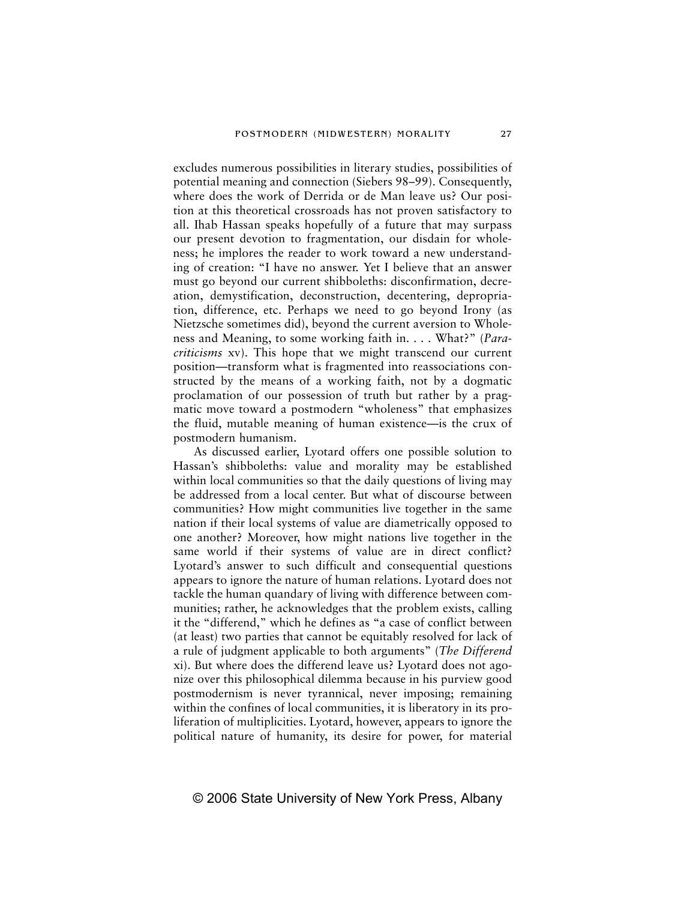excludes numerous possibilities in literary studies, possibilities of potential meaning and connection (Siebers 98–99). Consequently, where does the work of Derrida or de Man leave us? Our position at this theoretical crossroads has not proven satisfactory to all. Ihab Hassan speaks hopefully of a future that may surpass our present devotion to fragmentation, our disdain for wholeness; he implores the reader to work toward a new understanding of creation: "I have no answer. Yet I believe that an answer must go beyond our current shibboleths: disconfirmation, decreation, demystification, deconstruction, decentering, depropriation, difference, etc. Perhaps we need to go beyond Irony (as Nietzsche sometimes did), beyond the current aversion to Wholeness and Meaning, to some working faith in. . . . What?" (*Paracriticisms* xv). This hope that we might transcend our current position—transform what is fragmented into reassociations constructed by the means of a working faith, not by a dogmatic proclamation of our possession of truth but rather by a pragmatic move toward a postmodern "wholeness" that emphasizes the fluid, mutable meaning of human existence—is the crux of postmodern humanism.

As discussed earlier, Lyotard offers one possible solution to Hassan's shibboleths: value and morality may be established within local communities so that the daily questions of living may be addressed from a local center. But what of discourse between communities? How might communities live together in the same nation if their local systems of value are diametrically opposed to one another? Moreover, how might nations live together in the same world if their systems of value are in direct conflict? Lyotard's answer to such difficult and consequential questions appears to ignore the nature of human relations. Lyotard does not tackle the human quandary of living with difference between communities; rather, he acknowledges that the problem exists, calling it the "differend," which he defines as "a case of conflict between (at least) two parties that cannot be equitably resolved for lack of a rule of judgment applicable to both arguments" (*The Differend* xi). But where does the differend leave us? Lyotard does not agonize over this philosophical dilemma because in his purview good postmodernism is never tyrannical, never imposing; remaining within the confines of local communities, it is liberatory in its proliferation of multiplicities. Lyotard, however, appears to ignore the political nature of humanity, its desire for power, for material

© 2006 State University of New York Press, Albany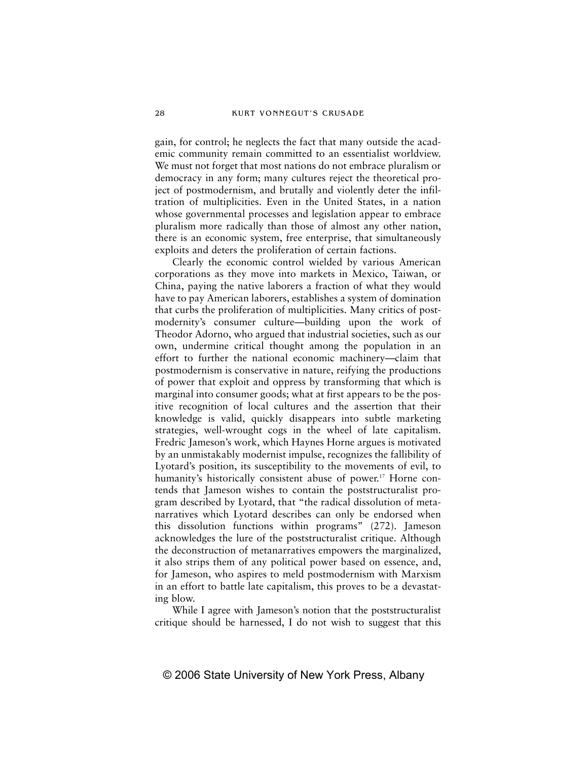gain, for control; he neglects the fact that many outside the academic community remain committed to an essentialist worldview. We must not forget that most nations do not embrace pluralism or democracy in any form; many cultures reject the theoretical project of postmodernism, and brutally and violently deter the infiltration of multiplicities. Even in the United States, in a nation whose governmental processes and legislation appear to embrace pluralism more radically than those of almost any other nation, there is an economic system, free enterprise, that simultaneously exploits and deters the proliferation of certain factions.

Clearly the economic control wielded by various American corporations as they move into markets in Mexico, Taiwan, or China, paying the native laborers a fraction of what they would have to pay American laborers, establishes a system of domination that curbs the proliferation of multiplicities. Many critics of postmodernity's consumer culture—building upon the work of Theodor Adorno, who argued that industrial societies, such as our own, undermine critical thought among the population in an effort to further the national economic machinery—claim that postmodernism is conservative in nature, reifying the productions of power that exploit and oppress by transforming that which is marginal into consumer goods; what at first appears to be the positive recognition of local cultures and the assertion that their knowledge is valid, quickly disappears into subtle marketing strategies, well-wrought cogs in the wheel of late capitalism. Fredric Jameson's work, which Haynes Horne argues is motivated by an unmistakably modernist impulse, recognizes the fallibility of Lyotard's position, its susceptibility to the movements of evil, to humanity's historically consistent abuse of power.[17] Horne contends that Jameson wishes to contain the poststructuralist program described by Lyotard, that "the radical dissolution of metanarratives which Lyotard describes can only be endorsed when this dissolution functions within programs" (272). Jameson acknowledges the lure of the poststructuralist critique. Although the deconstruction of metanarratives empowers the marginalized, it also strips them of any political power based on essence, and, for Jameson, who aspires to meld postmodernism with Marxism in an effort to battle late capitalism, this proves to be a devastating blow.

While I agree with Jameson's notion that the poststructuralist critique should be harnessed, I do not wish to suggest that this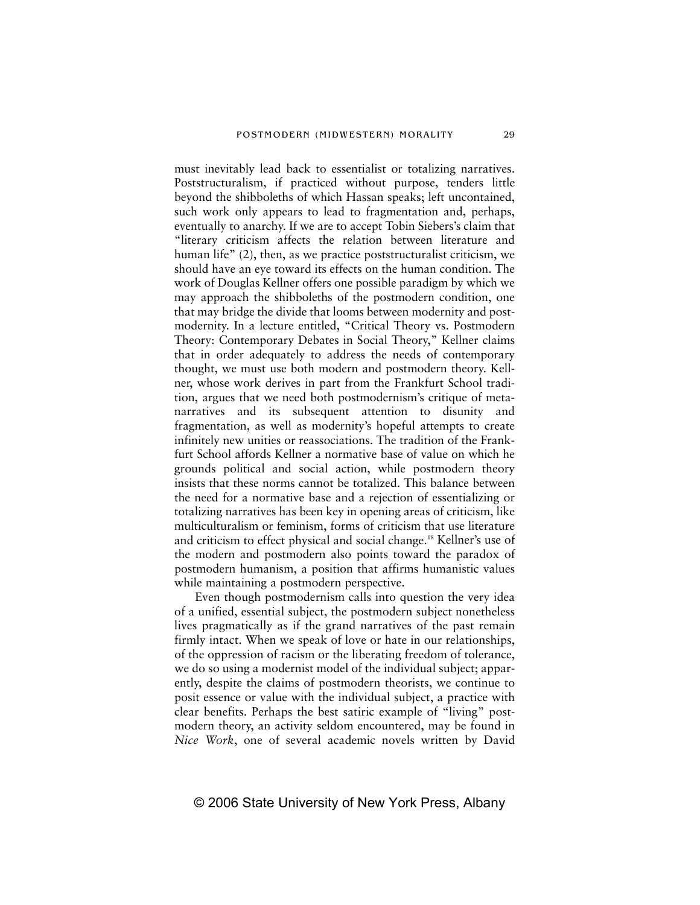must inevitably lead back to essentialist or totalizing narratives. Poststructuralism, if practiced without purpose, tenders little beyond the shibboleths of which Hassan speaks; left uncontained, such work only appears to lead to fragmentation and, perhaps, eventually to anarchy. If we are to accept Tobin Siebers's claim that "literary criticism affects the relation between literature and human life" (2), then, as we practice poststructuralist criticism, we should have an eye toward its effects on the human condition. The work of Douglas Kellner offers one possible paradigm by which we may approach the shibboleths of the postmodern condition, one that may bridge the divide that looms between modernity and postmodernity. In a lecture entitled, "Critical Theory vs. Postmodern Theory: Contemporary Debates in Social Theory," Kellner claims that in order adequately to address the needs of contemporary thought, we must use both modern and postmodern theory. Kellner, whose work derives in part from the Frankfurt School tradition, argues that we need both postmodernism's critique of metanarratives and its subsequent attention to disunity and fragmentation, as well as modernity's hopeful attempts to create infinitely new unities or reassociations. The tradition of the Frankfurt School affords Kellner a normative base of value on which he grounds political and social action, while postmodern theory insists that these norms cannot be totalized. This balance between the need for a normative base and a rejection of essentializing or totalizing narratives has been key in opening areas of criticism, like multiculturalism or feminism, forms of criticism that use literature and criticism to effect physical and social change.[18] Kellner's use of the modern and postmodern also points toward the paradox of postmodern humanism, a position that affirms humanistic values while maintaining a postmodern perspective.

Even though postmodernism calls into question the very idea of a unified, essential subject, the postmodern subject nonetheless lives pragmatically as if the grand narratives of the past remain firmly intact. When we speak of love or hate in our relationships, of the oppression of racism or the liberating freedom of tolerance, we do so using a modernist model of the individual subject; apparently, despite the claims of postmodern theorists, we continue to posit essence or value with the individual subject, a practice with clear benefits. Perhaps the best satiric example of "living" postmodern theory, an activity seldom encountered, may be found in *Nice Work*, one of several academic novels written by David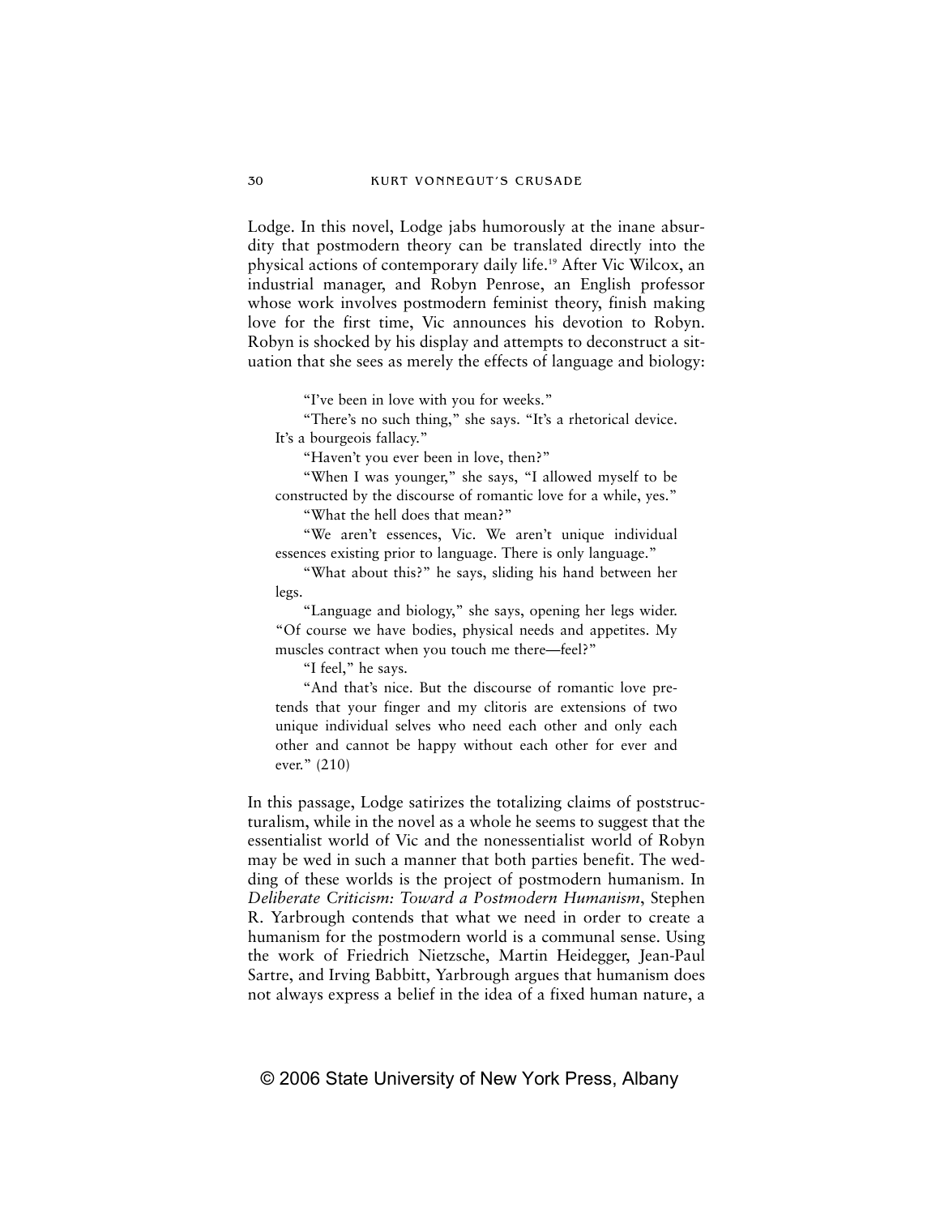Lodge. In this novel, Lodge jabs humorously at the inane absurdity that postmodern theory can be translated directly into the physical actions of contemporary daily life.[19] After Vic Wilcox, an industrial manager, and Robyn Penrose, an English professor whose work involves postmodern feminist theory, finish making love for the first time, Vic announces his devotion to Robyn. Robyn is shocked by his display and attempts to deconstruct a situation that she sees as merely the effects of language and biology:

> "I've been in love with you for weeks."
>
> "There's no such thing," she says. "It's a rhetorical device. It's a bourgeois fallacy."
>
> "Haven't you ever been in love, then?"
>
> "When I was younger," she says, "I allowed myself to be constructed by the discourse of romantic love for a while, yes."
>
> "What the hell does that mean?"
>
> "We aren't essences, Vic. We aren't unique individual essences existing prior to language. There is only language."
>
> "What about this?" he says, sliding his hand between her legs.
>
> "Language and biology," she says, opening her legs wider. "Of course we have bodies, physical needs and appetites. My muscles contract when you touch me there—feel?"
>
> "I feel," he says.
>
> "And that's nice. But the discourse of romantic love pretends that your finger and my clitoris are extensions of two unique individual selves who need each other and only each other and cannot be happy without each other for ever and ever." (210)

In this passage, Lodge satirizes the totalizing claims of poststructuralism, while in the novel as a whole he seems to suggest that the essentialist world of Vic and the nonessentialist world of Robyn may be wed in such a manner that both parties benefit. The wedding of these worlds is the project of postmodern humanism. In *Deliberate Criticism: Toward a Postmodern Humanism*, Stephen R. Yarbrough contends that what we need in order to create a humanism for the postmodern world is a communal sense. Using the work of Friedrich Nietzsche, Martin Heidegger, Jean-Paul Sartre, and Irving Babbitt, Yarbrough argues that humanism does not always express a belief in the idea of a fixed human nature, a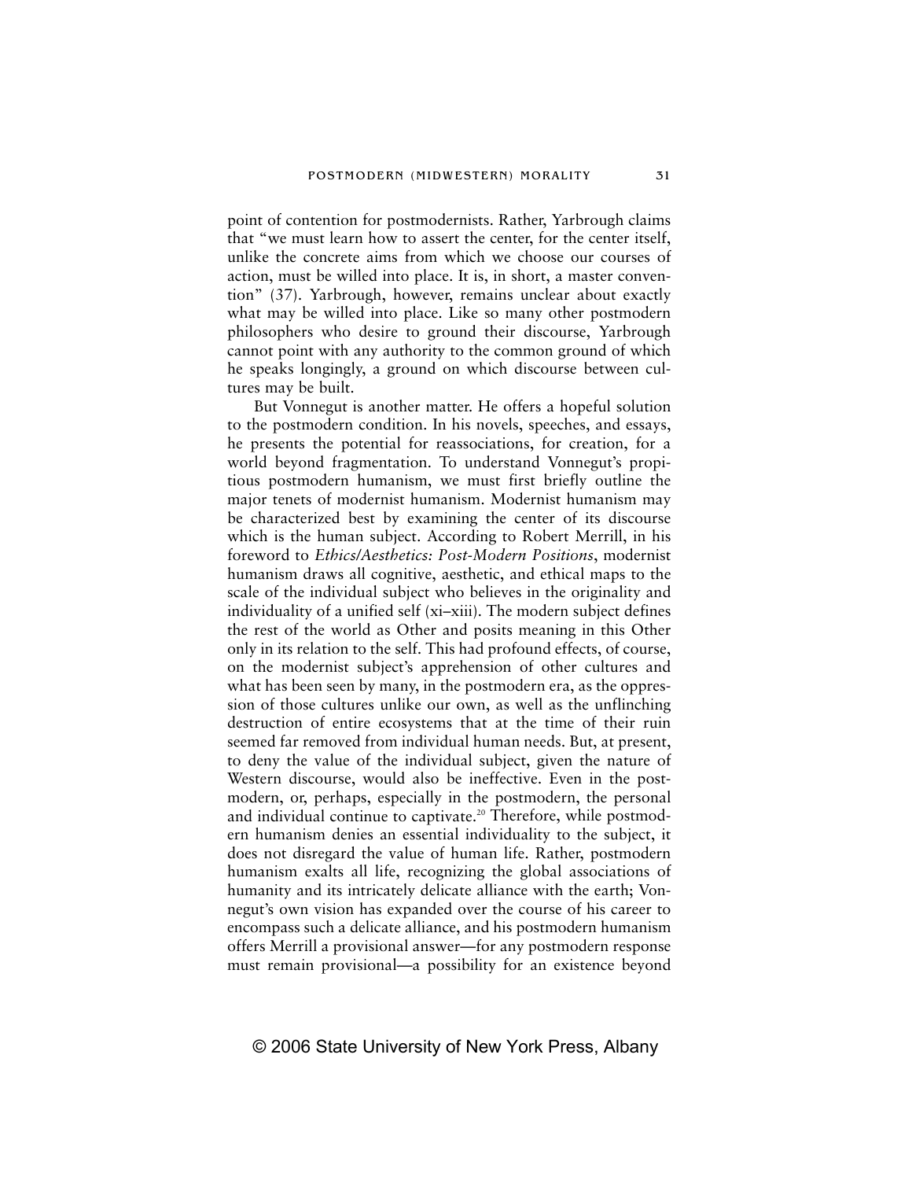point of contention for postmodernists. Rather, Yarbrough claims that "we must learn how to assert the center, for the center itself, unlike the concrete aims from which we choose our courses of action, must be willed into place. It is, in short, a master convention" (37). Yarbrough, however, remains unclear about exactly what may be willed into place. Like so many other postmodern philosophers who desire to ground their discourse, Yarbrough cannot point with any authority to the common ground of which he speaks longingly, a ground on which discourse between cultures may be built.

But Vonnegut is another matter. He offers a hopeful solution to the postmodern condition. In his novels, speeches, and essays, he presents the potential for reassociations, for creation, for a world beyond fragmentation. To understand Vonnegut's propitious postmodern humanism, we must first briefly outline the major tenets of modernist humanism. Modernist humanism may be characterized best by examining the center of its discourse which is the human subject. According to Robert Merrill, in his foreword to *Ethics/Aesthetics: Post-Modern Positions*, modernist humanism draws all cognitive, aesthetic, and ethical maps to the scale of the individual subject who believes in the originality and individuality of a unified self (xi–xiii). The modern subject defines the rest of the world as Other and posits meaning in this Other only in its relation to the self. This had profound effects, of course, on the modernist subject's apprehension of other cultures and what has been seen by many, in the postmodern era, as the oppression of those cultures unlike our own, as well as the unflinching destruction of entire ecosystems that at the time of their ruin seemed far removed from individual human needs. But, at present, to deny the value of the individual subject, given the nature of Western discourse, would also be ineffective. Even in the postmodern, or, perhaps, especially in the postmodern, the personal and individual continue to captivate.[20] Therefore, while postmodern humanism denies an essential individuality to the subject, it does not disregard the value of human life. Rather, postmodern humanism exalts all life, recognizing the global associations of humanity and its intricately delicate alliance with the earth; Vonnegut's own vision has expanded over the course of his career to encompass such a delicate alliance, and his postmodern humanism offers Merrill a provisional answer—for any postmodern response must remain provisional—a possibility for an existence beyond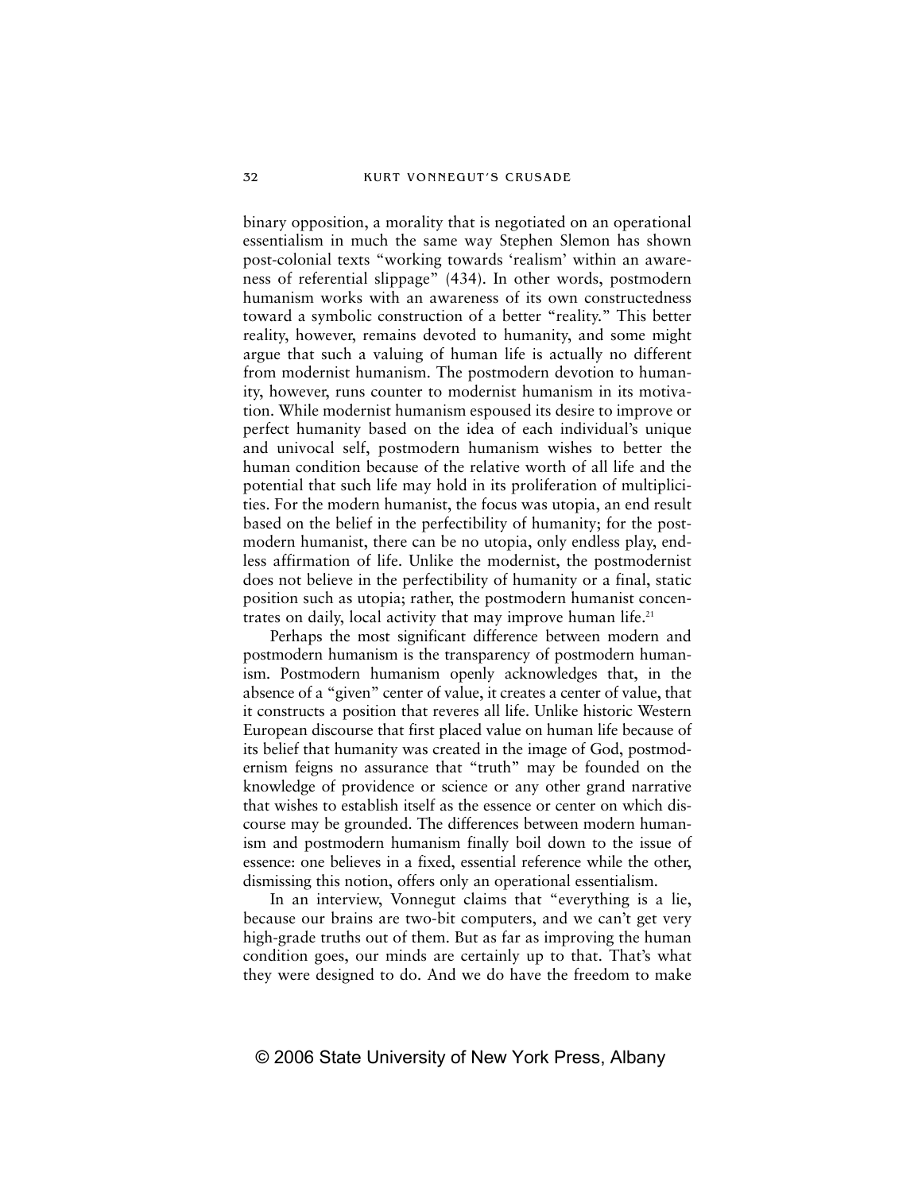binary opposition, a morality that is negotiated on an operational essentialism in much the same way Stephen Slemon has shown post-colonial texts "working towards 'realism' within an awareness of referential slippage" (434). In other words, postmodern humanism works with an awareness of its own constructedness toward a symbolic construction of a better "reality." This better reality, however, remains devoted to humanity, and some might argue that such a valuing of human life is actually no different from modernist humanism. The postmodern devotion to humanity, however, runs counter to modernist humanism in its motivation. While modernist humanism espoused its desire to improve or perfect humanity based on the idea of each individual's unique and univocal self, postmodern humanism wishes to better the human condition because of the relative worth of all life and the potential that such life may hold in its proliferation of multiplicities. For the modern humanist, the focus was utopia, an end result based on the belief in the perfectibility of humanity; for the postmodern humanist, there can be no utopia, only endless play, endless affirmation of life. Unlike the modernist, the postmodernist does not believe in the perfectibility of humanity or a final, static position such as utopia; rather, the postmodern humanist concentrates on daily, local activity that may improve human life.[21]

Perhaps the most significant difference between modern and postmodern humanism is the transparency of postmodern humanism. Postmodern humanism openly acknowledges that, in the absence of a "given" center of value, it creates a center of value, that it constructs a position that reveres all life. Unlike historic Western European discourse that first placed value on human life because of its belief that humanity was created in the image of God, postmodernism feigns no assurance that "truth" may be founded on the knowledge of providence or science or any other grand narrative that wishes to establish itself as the essence or center on which discourse may be grounded. The differences between modern humanism and postmodern humanism finally boil down to the issue of essence: one believes in a fixed, essential reference while the other, dismissing this notion, offers only an operational essentialism.

In an interview, Vonnegut claims that "everything is a lie, because our brains are two-bit computers, and we can't get very high-grade truths out of them. But as far as improving the human condition goes, our minds are certainly up to that. That's what they were designed to do. And we do have the freedom to make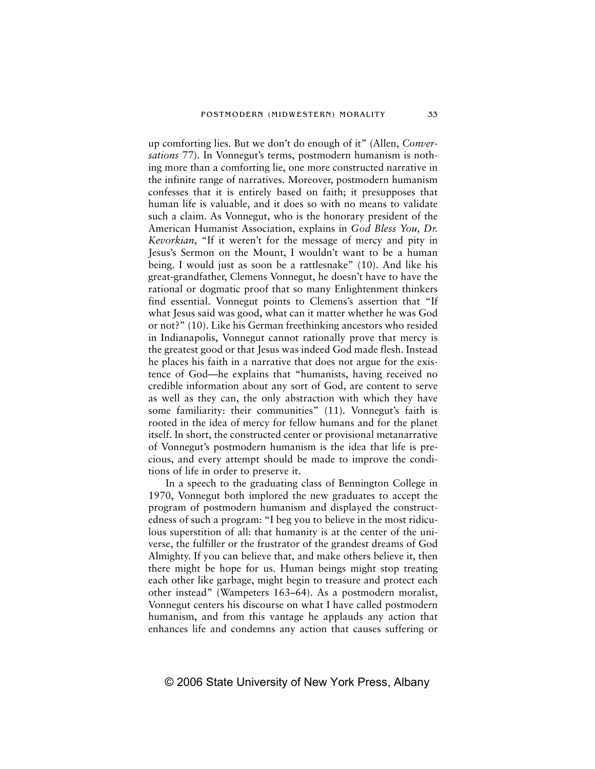up comforting lies. But we don't do enough of it" (Allen, *Conversations* 77). In Vonnegut's terms, postmodern humanism is nothing more than a comforting lie, one more constructed narrative in the infinite range of narratives. Moreover, postmodern humanism confesses that it is entirely based on faith; it presupposes that human life is valuable, and it does so with no means to validate such a claim. As Vonnegut, who is the honorary president of the American Humanist Association, explains in *God Bless You, Dr. Kevorkian*, "If it weren't for the message of mercy and pity in Jesus's Sermon on the Mount, I wouldn't want to be a human being. I would just as soon be a rattlesnake" (10). And like his great-grandfather, Clemens Vonnegut, he doesn't have to have the rational or dogmatic proof that so many Enlightenment thinkers find essential. Vonnegut points to Clemens's assertion that "If what Jesus said was good, what can it matter whether he was God or not?" (10). Like his German freethinking ancestors who resided in Indianapolis, Vonnegut cannot rationally prove that mercy is the greatest good or that Jesus was indeed God made flesh. Instead he places his faith in a narrative that does not argue for the existence of God—he explains that "humanists, having received no credible information about any sort of God, are content to serve as well as they can, the only abstraction with which they have some familiarity: their communities" (11). Vonnegut's faith is rooted in the idea of mercy for fellow humans and for the planet itself. In short, the constructed center or provisional metanarrative of Vonnegut's postmodern humanism is the idea that life is precious, and every attempt should be made to improve the conditions of life in order to preserve it.

In a speech to the graduating class of Bennington College in 1970, Vonnegut both implored the new graduates to accept the program of postmodern humanism and displayed the constructedness of such a program: "I beg you to believe in the most ridiculous superstition of all: that humanity is at the center of the universe, the fulfiller or the frustrator of the grandest dreams of God Almighty. If you can believe that, and make others believe it, then there might be hope for us. Human beings might stop treating each other like garbage, might begin to treasure and protect each other instead" (Wampeters 163–64). As a postmodern moralist, Vonnegut centers his discourse on what I have called postmodern humanism, and from this vantage he applauds any action that enhances life and condemns any action that causes suffering or

© 2006 State University of New York Press, Albany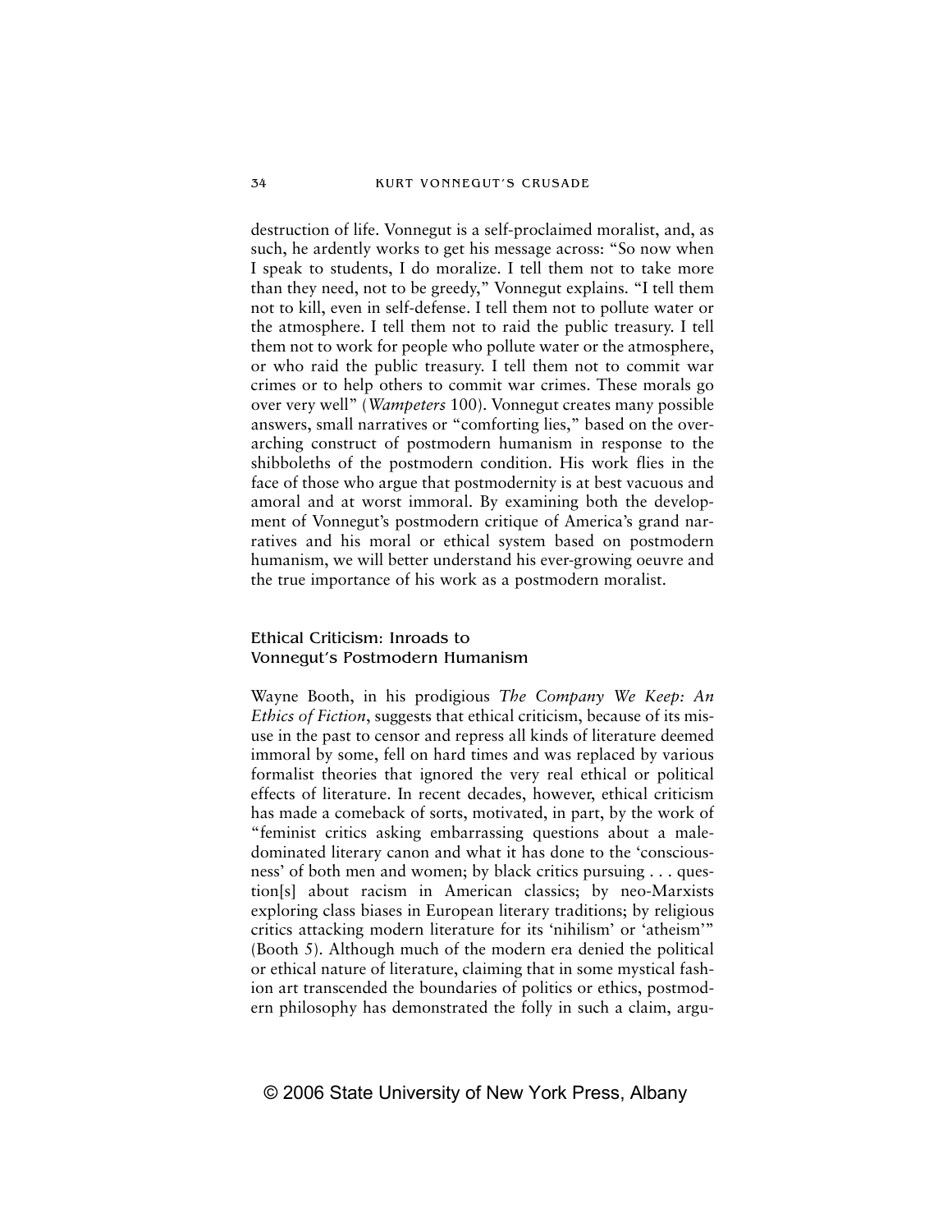destruction of life. Vonnegut is a self-proclaimed moralist, and, as such, he ardently works to get his message across: "So now when I speak to students, I do moralize. I tell them not to take more than they need, not to be greedy," Vonnegut explains. "I tell them not to kill, even in self-defense. I tell them not to pollute water or the atmosphere. I tell them not to raid the public treasury. I tell them not to work for people who pollute water or the atmosphere, or who raid the public treasury. I tell them not to commit war crimes or to help others to commit war crimes. These morals go over very well" (*Wampeters* 100). Vonnegut creates many possible answers, small narratives or "comforting lies," based on the overarching construct of postmodern humanism in response to the shibboleths of the postmodern condition. His work flies in the face of those who argue that postmodernity is at best vacuous and amoral and at worst immoral. By examining both the development of Vonnegut's postmodern critique of America's grand narratives and his moral or ethical system based on postmodern humanism, we will better understand his ever-growing oeuvre and the true importance of his work as a postmodern moralist.

## Ethical Criticism: Inroads to Vonnegut's Postmodern Humanism

Wayne Booth, in his prodigious *The Company We Keep: An Ethics of Fiction*, suggests that ethical criticism, because of its misuse in the past to censor and repress all kinds of literature deemed immoral by some, fell on hard times and was replaced by various formalist theories that ignored the very real ethical or political effects of literature. In recent decades, however, ethical criticism has made a comeback of sorts, motivated, in part, by the work of "feminist critics asking embarrassing questions about a male-dominated literary canon and what it has done to the 'consciousness' of both men and women; by black critics pursuing . . . question[s] about racism in American classics; by neo-Marxists exploring class biases in European literary traditions; by religious critics attacking modern literature for its 'nihilism' or 'atheism'" (Booth 5). Although much of the modern era denied the political or ethical nature of literature, claiming that in some mystical fashion art transcended the boundaries of politics or ethics, postmodern philosophy has demonstrated the folly in such a claim, argu-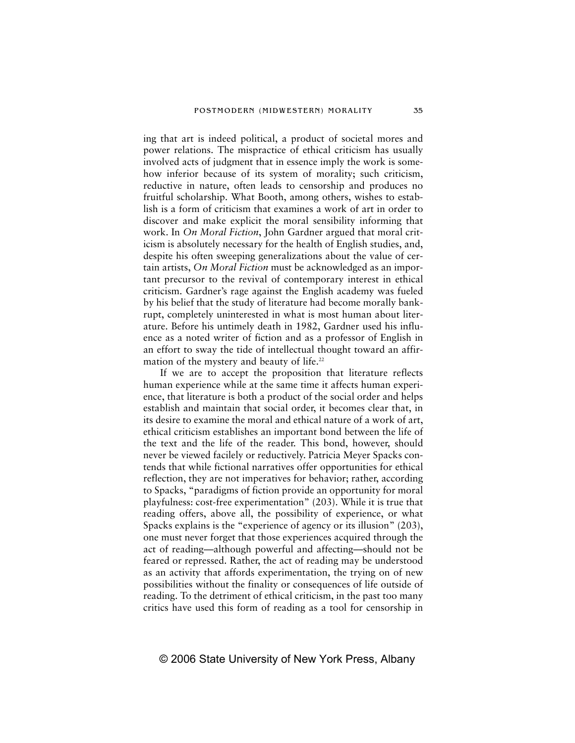ing that art is indeed political, a product of societal mores and power relations. The mispractice of ethical criticism has usually involved acts of judgment that in essence imply the work is somehow inferior because of its system of morality; such criticism, reductive in nature, often leads to censorship and produces no fruitful scholarship. What Booth, among others, wishes to establish is a form of criticism that examines a work of art in order to discover and make explicit the moral sensibility informing that work. In *On Moral Fiction*, John Gardner argued that moral criticism is absolutely necessary for the health of English studies, and, despite his often sweeping generalizations about the value of certain artists, *On Moral Fiction* must be acknowledged as an important precursor to the revival of contemporary interest in ethical criticism. Gardner's rage against the English academy was fueled by his belief that the study of literature had become morally bankrupt, completely uninterested in what is most human about literature. Before his untimely death in 1982, Gardner used his influence as a noted writer of fiction and as a professor of English in an effort to sway the tide of intellectual thought toward an affirmation of the mystery and beauty of life.[22]

If we are to accept the proposition that literature reflects human experience while at the same time it affects human experience, that literature is both a product of the social order and helps establish and maintain that social order, it becomes clear that, in its desire to examine the moral and ethical nature of a work of art, ethical criticism establishes an important bond between the life of the text and the life of the reader. This bond, however, should never be viewed facilely or reductively. Patricia Meyer Spacks contends that while fictional narratives offer opportunities for ethical reflection, they are not imperatives for behavior; rather, according to Spacks, "paradigms of fiction provide an opportunity for moral playfulness: cost-free experimentation" (203). While it is true that reading offers, above all, the possibility of experience, or what Spacks explains is the "experience of agency or its illusion" (203), one must never forget that those experiences acquired through the act of reading—although powerful and affecting—should not be feared or repressed. Rather, the act of reading may be understood as an activity that affords experimentation, the trying on of new possibilities without the finality or consequences of life outside of reading. To the detriment of ethical criticism, in the past too many critics have used this form of reading as a tool for censorship in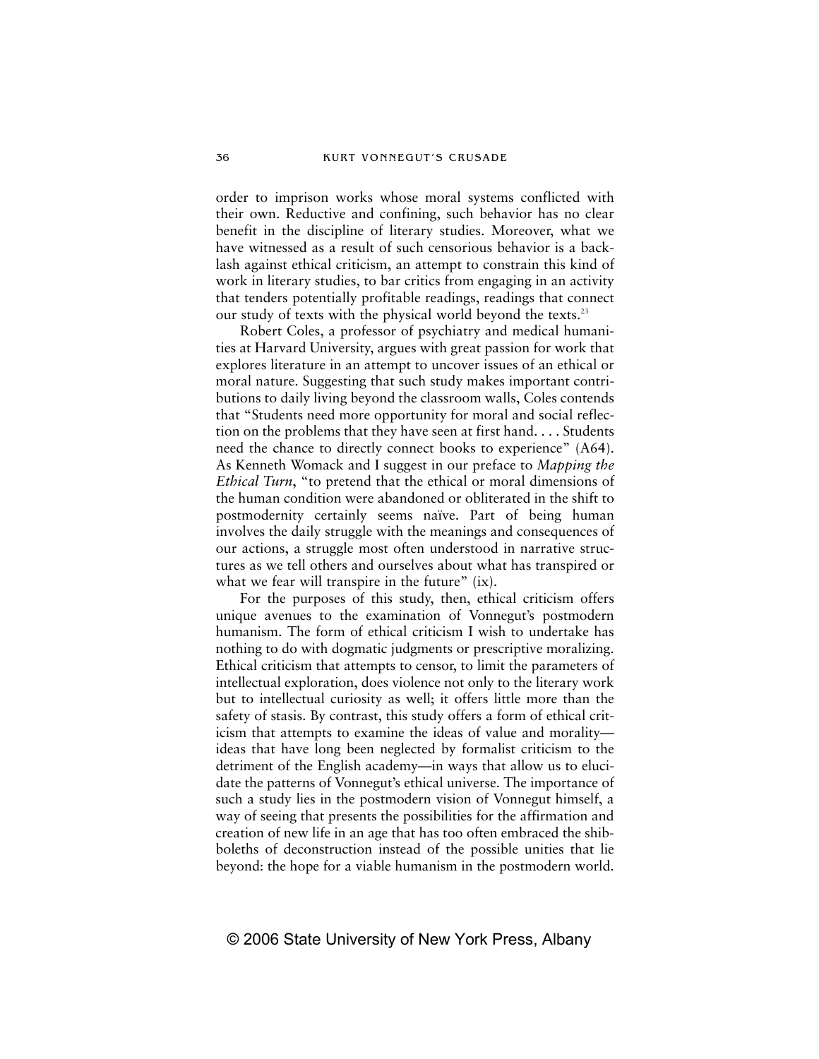order to imprison works whose moral systems conflicted with their own. Reductive and confining, such behavior has no clear benefit in the discipline of literary studies. Moreover, what we have witnessed as a result of such censorious behavior is a backlash against ethical criticism, an attempt to constrain this kind of work in literary studies, to bar critics from engaging in an activity that tenders potentially profitable readings, readings that connect our study of texts with the physical world beyond the texts.[23]

Robert Coles, a professor of psychiatry and medical humanities at Harvard University, argues with great passion for work that explores literature in an attempt to uncover issues of an ethical or moral nature. Suggesting that such study makes important contributions to daily living beyond the classroom walls, Coles contends that "Students need more opportunity for moral and social reflection on the problems that they have seen at first hand. . . . Students need the chance to directly connect books to experience" (A64). As Kenneth Womack and I suggest in our preface to *Mapping the Ethical Turn*, "to pretend that the ethical or moral dimensions of the human condition were abandoned or obliterated in the shift to postmodernity certainly seems naïve. Part of being human involves the daily struggle with the meanings and consequences of our actions, a struggle most often understood in narrative structures as we tell others and ourselves about what has transpired or what we fear will transpire in the future" (ix).

For the purposes of this study, then, ethical criticism offers unique avenues to the examination of Vonnegut's postmodern humanism. The form of ethical criticism I wish to undertake has nothing to do with dogmatic judgments or prescriptive moralizing. Ethical criticism that attempts to censor, to limit the parameters of intellectual exploration, does violence not only to the literary work but to intellectual curiosity as well; it offers little more than the safety of stasis. By contrast, this study offers a form of ethical criticism that attempts to examine the ideas of value and morality—ideas that have long been neglected by formalist criticism to the detriment of the English academy—in ways that allow us to elucidate the patterns of Vonnegut's ethical universe. The importance of such a study lies in the postmodern vision of Vonnegut himself, a way of seeing that presents the possibilities for the affirmation and creation of new life in an age that has too often embraced the shibboleths of deconstruction instead of the possible unities that lie beyond: the hope for a viable humanism in the postmodern world.

© 2006 State University of New York Press, Albany